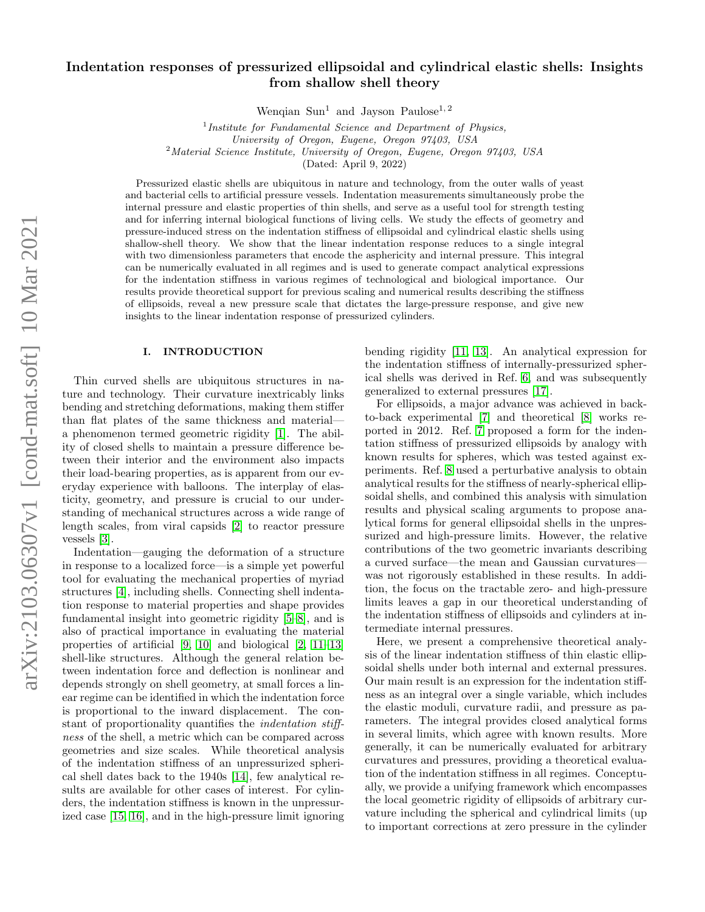# Indentation responses of pressurized ellipsoidal and cylindrical elastic shells: Insights from shallow shell theory

Wenqian Sun[1] and Jayson Paulose[1, 2]

[1] *Institute for Fundamental Science and Department of Physics, University of Oregon, Eugene, Oregon 97403, USA*

[2] *Material Science Institute, University of Oregon, Eugene, Oregon 97403, USA*

(Dated: April 9, 2022)

Pressurized elastic shells are ubiquitous in nature and technology, from the outer walls of yeast and bacterial cells to artificial pressure vessels. Indentation measurements simultaneously probe the internal pressure and elastic properties of thin shells, and serve as a useful tool for strength testing and for inferring internal biological functions of living cells. We study the effects of geometry and pressure-induced stress on the indentation stiffness of ellipsoidal and cylindrical elastic shells using shallow-shell theory. We show that the linear indentation response reduces to a single integral with two dimensionless parameters that encode the asphericity and internal pressure. This integral can be numerically evaluated in all regimes and is used to generate compact analytical expressions for the indentation stiffness in various regimes of technological and biological importance. Our results provide theoretical support for previous scaling and numerical results describing the stiffness of ellipsoids, reveal a new pressure scale that dictates the large-pressure response, and give new insights to the linear indentation response of pressurized cylinders.

## I. INTRODUCTION

Thin curved shells are ubiquitous structures in nature and technology. Their curvature inextricably links bending and stretching deformations, making them stiffer than flat plates of the same thickness and material—a phenomenon termed geometric rigidity [1]. The ability of closed shells to maintain a pressure difference between their interior and the environment also impacts their load-bearing properties, as is apparent from our everyday experience with balloons. The interplay of elasticity, geometry, and pressure is crucial to our understanding of mechanical structures across a wide range of length scales, from viral capsids [2] to reactor pressure vessels [3].

Indentation—gauging the deformation of a structure in response to a localized force—is a simple yet powerful tool for evaluating the mechanical properties of myriad structures [4], including shells. Connecting shell indentation response to material properties and shape provides fundamental insight into geometric rigidity [5–8], and is also of practical importance in evaluating the material properties of artificial [9, 10] and biological [2, 11–13] shell-like structures. Although the general relation between indentation force and deflection is nonlinear and depends strongly on shell geometry, at small forces a linear regime can be identified in which the indentation force is proportional to the inward displacement. The constant of proportionality quantifies the *indentation stiffness* of the shell, a metric which can be compared across geometries and size scales. While theoretical analysis of the indentation stiffness of an unpressurized spherical shell dates back to the 1940s [14], few analytical results are available for other cases of interest. For cylinders, the indentation stiffness is known in the unpressurized case [15, 16], and in the high-pressure limit ignoring bending rigidity [11, 13]. An analytical expression for the indentation stiffness of internally-pressurized spherical shells was derived in Ref. [6], and was subsequently generalized to external pressures [17].

For ellipsoids, a major advance was achieved in back-to-back experimental [7] and theoretical [8] works reported in 2012. Ref. [7] proposed a form for the indentation stiffness of pressurized ellipsoids by analogy with known results for spheres, which was tested against experiments. Ref. [8] used a perturbative analysis to obtain analytical results for the stiffness of nearly-spherical ellipsoidal shells, and combined this analysis with simulation results and physical scaling arguments to propose analytical forms for general ellipsoidal shells in the unpressurized and high-pressure limits. However, the relative contributions of the two geometric invariants describing a curved surface—the mean and Gaussian curvatures—was not rigorously established in these results. In addition, the focus on the tractable zero- and high-pressure limits leaves a gap in our theoretical understanding of the indentation stiffness of ellipsoids and cylinders at intermediate internal pressures.

Here, we present a comprehensive theoretical analysis of the linear indentation stiffness of thin elastic ellipsoidal shells under both internal and external pressures. Our main result is an expression for the indentation stiffness as an integral over a single variable, which includes the elastic moduli, curvature radii, and pressure as parameters. The integral provides closed analytical forms in several limits, which agree with known results. More generally, it can be numerically evaluated for arbitrary curvatures and pressures, providing a theoretical evaluation of the indentation stiffness in all regimes. Conceptually, we provide a unifying framework which encompasses the local geometric rigidity of ellipsoids of arbitrary curvature including the spherical and cylindrical limits (up to important corrections at zero pressure in the cylinder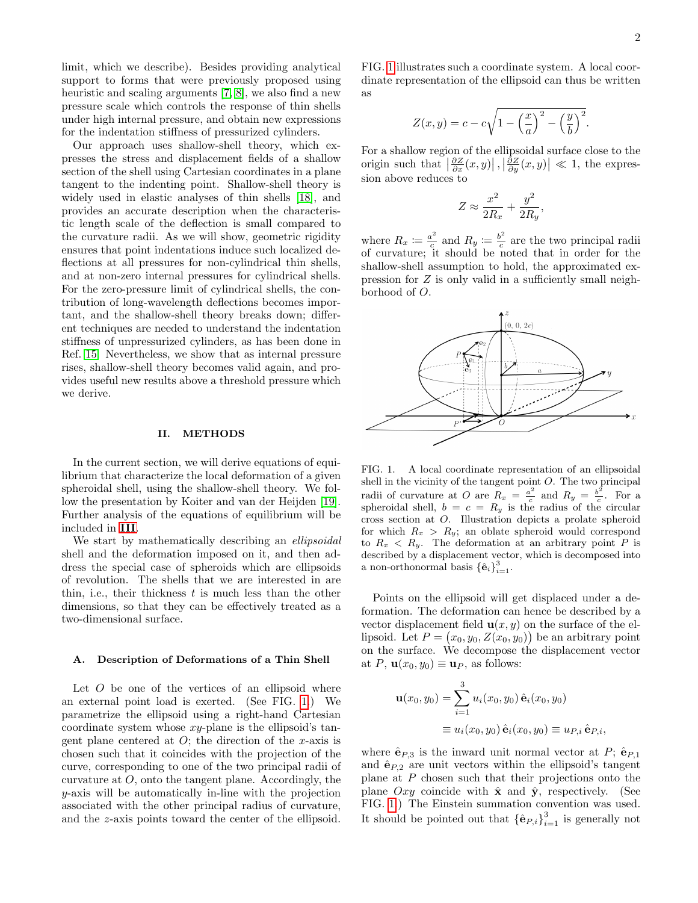limit, which we describe). Besides providing analytical support to forms that were previously proposed using heuristic and scaling arguments [7, 8], we also find a new pressure scale which controls the response of thin shells under high internal pressure, and obtain new expressions for the indentation stiffness of pressurized cylinders.

Our approach uses shallow-shell theory, which expresses the stress and displacement fields of a shallow section of the shell using Cartesian coordinates in a plane tangent to the indenting point. Shallow-shell theory is widely used in elastic analyses of thin shells [18], and provides an accurate description when the characteristic length scale of the deflection is small compared to the curvature radii. As we will show, geometric rigidity ensures that point indentations induce such localized deflections at all pressures for non-cylindrical thin shells, and at non-zero internal pressures for cylindrical shells. For the zero-pressure limit of cylindrical shells, the contribution of long-wavelength deflections becomes important, and the shallow-shell theory breaks down; different techniques are needed to understand the indentation stiffness of unpressurized cylinders, as has been done in Ref. [15] Nevertheless, we show that as internal pressure rises, shallow-shell theory becomes valid again, and provides useful new results above a threshold pressure which we derive.

## II. METHODS

In the current section, we will derive equations of equilibrium that characterize the local deformation of a given spheroidal shell, using the shallow-shell theory. We follow the presentation by Koiter and van der Heijden [19]. Further analysis of the equations of equilibrium will be included in III.

We start by mathematically describing an *ellipsoidal* shell and the deformation imposed on it, and then address the special case of spheroids which are ellipsoids of revolution. The shells that we are interested in are thin, i.e., their thickness $t$ is much less than the other dimensions, so that they can be effectively treated as a two-dimensional surface.

### A. Description of Deformations of a Thin Shell

Let $O$ be one of the vertices of an ellipsoid where an external point load is exerted. (See FIG. 1.) We parametrize the ellipsoid using a right-hand Cartesian coordinate system whose $xy$-plane is the ellipsoid's tangent plane centered at $O$; the direction of the $x$-axis is chosen such that it coincides with the projection of the curve, corresponding to one of the two principal radii of curvature at $O$, onto the tangent plane. Accordingly, the $y$-axis will be automatically in-line with the projection associated with the other principal radius of curvature, and the $z$-axis points toward the center of the ellipsoid. FIG. 1 illustrates such a coordinate system. A local coordinate representation of the ellipsoid can thus be written as

$$Z(x,y) = c - c\sqrt{1 - \left(\frac{x}{a}\right)^2 - \left(\frac{y}{b}\right)^2}.$$

For a shallow region of the ellipsoidal surface close to the origin such that $\left|\frac{\partial Z}{\partial x}(x,y)\right|, \left|\frac{\partial Z}{\partial y}(x,y)\right| \ll 1$, the expression above reduces to

$$Z \approx \frac{x^2}{2R_x} + \frac{y^2}{2R_y},$$

where $R_x := \frac{a^2}{c}$ and $R_y := \frac{b^2}{c}$ are the two principal radii of curvature; it should be noted that in order for the shallow-shell assumption to hold, the approximated expression for $Z$ is only valid in a sufficiently small neighborhood of $O$.

FIG. 1. A local coordinate representation of an ellipsoidal shell in the vicinity of the tangent point $O$. The two principal radii of curvature at $O$ are $R_x = \frac{a^2}{c}$ and $R_y = \frac{b^2}{c}$. For a spheroidal shell, $b = c = R_y$ is the radius of the circular cross section at $O$. Illustration depicts a prolate spheroid for which $R_x > R_y$; an oblate spheroid would correspond to $R_x < R_y$. The deformation at an arbitrary point $P$ is described by a displacement vector, which is decomposed into a non-orthonormal basis $\{\hat{\mathbf{e}}_i\}_{i=1}^{3}$.

Points on the ellipsoid will get displaced under a deformation. The deformation can hence be described by a vector displacement field $\mathbf{u}(x,y)$ on the surface of the ellipsoid. Let $P = \big(x_0, y_0, Z(x_0,y_0)\big)$ be an arbitrary point on the surface. We decompose the displacement vector at $P$, $\mathbf{u}(x_0,y_0) \equiv \mathbf{u}_P$, as follows:

$$\begin{aligned}\mathbf{u}(x_0,y_0) &= \sum_{i=1}^{3} u_i(x_0,y_0)\,\hat{\mathbf{e}}_i(x_0,y_0) \\ &\equiv u_i(x_0,y_0)\,\hat{\mathbf{e}}_i(x_0,y_0) \equiv u_{P,i}\,\hat{\mathbf{e}}_{P,i},\end{aligned}$$

where $\hat{\mathbf{e}}_{P,3}$ is the inward unit normal vector at $P$; $\hat{\mathbf{e}}_{P,1}$ and $\hat{\mathbf{e}}_{P,2}$ are unit vectors within the ellipsoid's tangent plane at $P$ chosen such that their projections onto the plane $Oxy$ coincide with $\hat{\mathbf{x}}$ and $\hat{\mathbf{y}}$, respectively. (See FIG. 1.) The Einstein summation convention was used. It should be pointed out that $\{\hat{\mathbf{e}}_{P,i}\}_{i=1}^{3}$ is generally not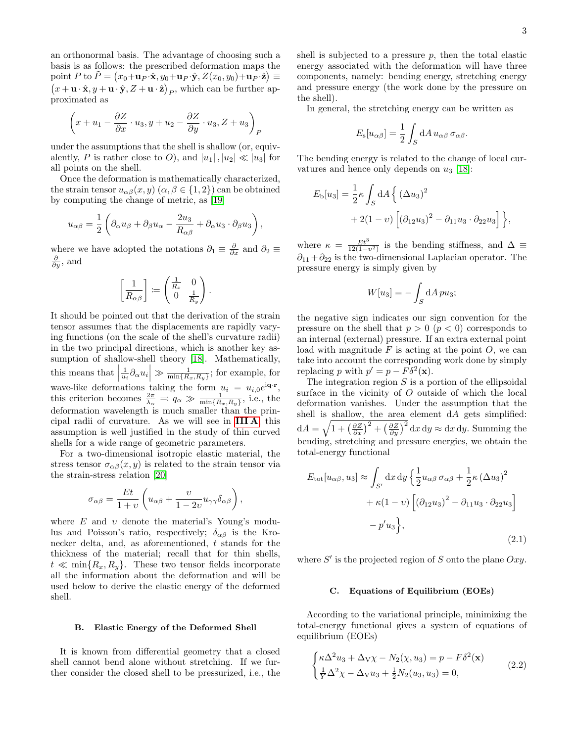an orthonormal basis. The advantage of choosing such a basis is as follows: the prescribed deformation maps the point $P$ to $\tilde{P} = \left(x_0+\mathbf{u}_P\cdot\hat{\mathbf{x}}, y_0+\mathbf{u}_P\cdot\hat{\mathbf{y}}, Z(x_0,y_0)+\mathbf{u}_P\cdot\hat{\mathbf{z}}\right) \equiv \left(x+\mathbf{u}\cdot\hat{\mathbf{x}}, y+\mathbf{u}\cdot\hat{\mathbf{y}}, Z+\mathbf{u}\cdot\hat{\mathbf{z}}\right)_P$, which can be further approximated as

$$\left(x+u_1-\frac{\partial Z}{\partial x}\cdot u_3, y+u_2-\frac{\partial Z}{\partial y}\cdot u_3, Z+u_3\right)_P$$

under the assumptions that the shell is shallow (or, equivalently, $P$ is rather close to $O$), and $|u_1|, |u_2| \ll |u_3|$ for all points on the shell.

Once the deformation is mathematically characterized, the strain tensor $u_{\alpha\beta}(x,y)$ $(\alpha,\beta\in\{1,2\})$ can be obtained by computing the change of metric, as [19]

$$u_{\alpha\beta} = \frac{1}{2}\left(\partial_\alpha u_\beta + \partial_\beta u_\alpha - \frac{2u_3}{R_{\alpha\beta}} + \partial_\alpha u_3\cdot\partial_\beta u_3\right),$$

where we have adopted the notations $\partial_1 \equiv \frac{\partial}{\partial x}$ and $\partial_2 \equiv \frac{\partial}{\partial y}$, and

$$\left[\frac{1}{R_{\alpha\beta}}\right] := \begin{pmatrix} \frac{1}{R_x} & 0 \\ 0 & \frac{1}{R_y}\end{pmatrix}.$$

It should be pointed out that the derivation of the strain tensor assumes that the displacements are rapidly varying functions (on the scale of the shell's curvature radii) in the two principal directions, which is another key assumption of shallow-shell theory [18]. Mathematically, this means that $\left|\frac{1}{u_i}\partial_\alpha u_i\right| \gg \frac{1}{\min\{R_x,R_y\}}$; for example, for wave-like deformations taking the form $u_i = u_{i,0}e^{\mathrm{i}\mathbf{q}\cdot\mathbf{r}}$, this criterion becomes $\frac{2\pi}{\lambda_\alpha} =: q_\alpha \gg \frac{1}{\min\{R_x,R_y\}}$, i.e., the deformation wavelength is much smaller than the principal radii of curvature. As we will see in **III A**, this assumption is well justified in the study of thin curved shells for a wide range of geometric parameters.

For a two-dimensional isotropic elastic material, the stress tensor $\sigma_{\alpha\beta}(x,y)$ is related to the strain tensor via the strain-stress relation [20]

$$\sigma_{\alpha\beta} = \frac{Et}{1+\upsilon}\left(u_{\alpha\beta} + \frac{\upsilon}{1-2\upsilon}u_{\gamma\gamma}\delta_{\alpha\beta}\right),$$

where $E$ and $\upsilon$ denote the material's Young's modulus and Poisson's ratio, respectively; $\delta_{\alpha\beta}$ is the Kronecker delta, and, as aforementioned, $t$ stands for the thickness of the material; recall that for thin shells, $t \ll \min\{R_x,R_y\}$. These two tensor fields incorporate all the information about the deformation and will be used below to derive the elastic energy of the deformed shell.

### B. Elastic Energy of the Deformed Shell

It is known from differential geometry that a closed shell cannot bend alone without stretching. If we further consider the closed shell to be pressurized, i.e., the shell is subjected to a pressure $p$, then the total elastic energy associated with the deformation will have three components, namely: bending energy, stretching energy and pressure energy (the work done by the pressure on the shell).

In general, the stretching energy can be written as

$$E_\mathrm{s}[u_{\alpha\beta}] = \frac{1}{2}\int_S \mathrm{d}A\, u_{\alpha\beta}\,\sigma_{\alpha\beta}.$$

The bending energy is related to the change of local curvatures and hence only depends on $u_3$ [18]:

$$E_\mathrm{b}[u_3] = \frac{1}{2}\kappa\int_S \mathrm{d}A\Big\{(\Delta u_3)^2 + 2(1-\upsilon)\left[(\partial_{12}u_3)^2 - \partial_{11}u_3\cdot\partial_{22}u_3\right]\Big\},$$

where $\kappa = \frac{Et^3}{12(1-\upsilon^2)}$ is the bending stiffness, and $\Delta \equiv \partial_{11}+\partial_{22}$ is the two-dimensional Laplacian operator. The pressure energy is simply given by

$$W[u_3] = -\int_S \mathrm{d}A\, p u_3;$$

the negative sign indicates our sign convention for the pressure on the shell that $p>0$ $(p<0)$ corresponds to an internal (external) pressure. If an extra external point load with magnitude $F$ is acting at the point $O$, we can take into account the corresponding work done by simply replacing $p$ with $p' = p - F\delta^2(\mathbf{x})$.

The integration region $S$ is a portion of the ellipsoidal surface in the vicinity of $O$ outside of which the local deformation vanishes. Under the assumption that the shell is shallow, the area element $\mathrm{d}A$ gets simplified: $\mathrm{d}A = \sqrt{1+\left(\frac{\partial Z}{\partial x}\right)^2+\left(\frac{\partial Z}{\partial y}\right)^2}\,\mathrm{d}x\,\mathrm{d}y \approx \mathrm{d}x\,\mathrm{d}y$. Summing the bending, stretching and pressure energies, we obtain the total-energy functional

$$E_\mathrm{tot}[u_{\alpha\beta},u_3] \approx \int_{S'}\mathrm{d}x\,\mathrm{d}y\Big\{\frac{1}{2}u_{\alpha\beta}\,\sigma_{\alpha\beta} + \frac{1}{2}\kappa(\Delta u_3)^2 + \kappa(1-\upsilon)\left[(\partial_{12}u_3)^2 - \partial_{11}u_3\cdot\partial_{22}u_3\right] - p'u_3\Big\}, \tag{2.1}$$

where $S'$ is the projected region of $S$ onto the plane $Oxy$.

### C. Equations of Equilibrium (EOEs)

According to the variational principle, minimizing the total-energy functional gives a system of equations of equilibrium (EOEs)

$$\begin{cases}\kappa\Delta^2 u_3 + \Delta_\mathrm{V}\chi - N_2(\chi,u_3) = p - F\delta^2(\mathbf{x}) \\ \frac{1}{Y}\Delta^2\chi - \Delta_\mathrm{V}u_3 + \frac{1}{2}N_2(u_3,u_3) = 0,\end{cases} \tag{2.2}$$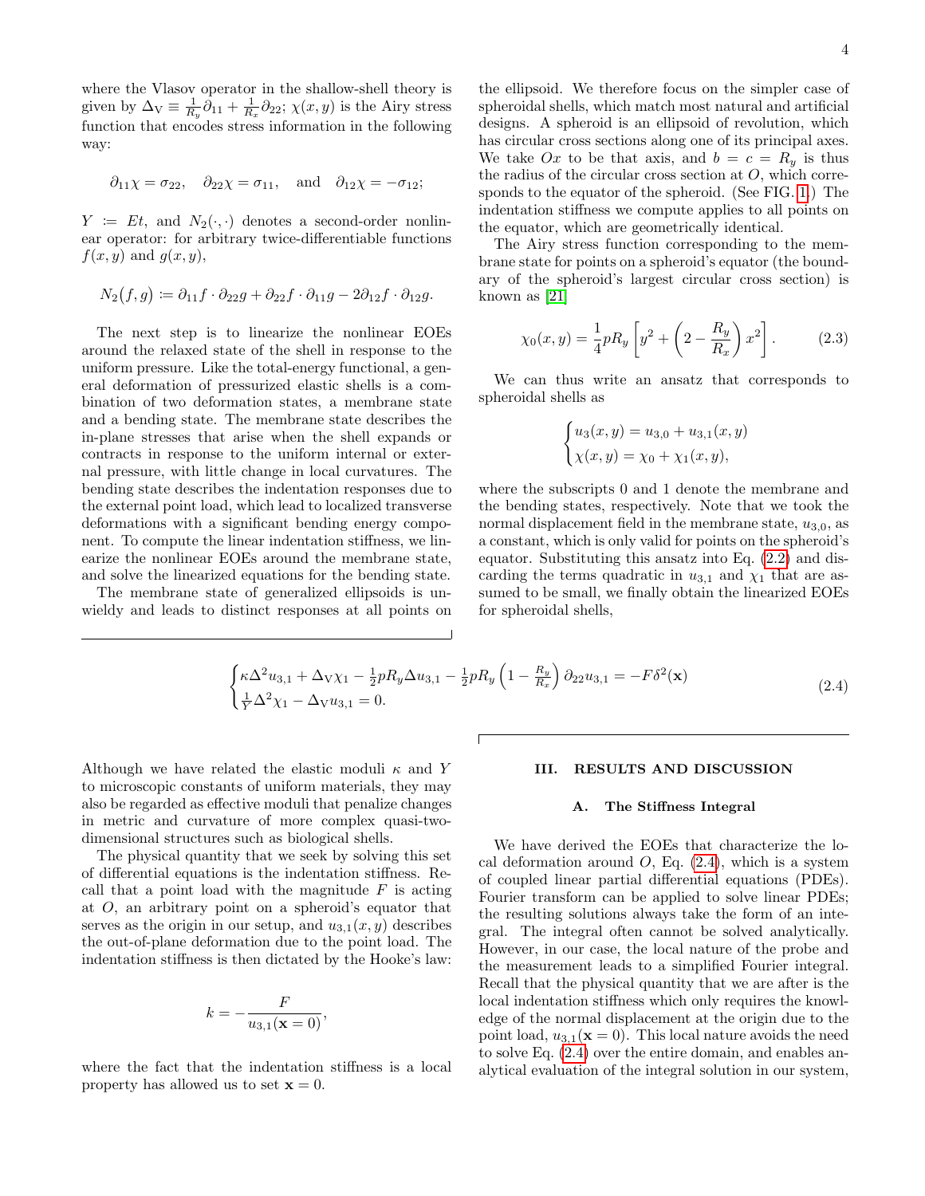where the Vlasov operator in the shallow-shell theory is given by $\Delta_\mathrm{V} \equiv \frac{1}{R_y}\partial_{11} + \frac{1}{R_x}\partial_{22}$; $\chi(x, y)$ is the Airy stress function that encodes stress information in the following way:

$$\partial_{11}\chi = \sigma_{22}, \quad \partial_{22}\chi = \sigma_{11}, \quad \text{and} \quad \partial_{12}\chi = -\sigma_{12};$$

$Y := Et$, and $N_2(\cdot, \cdot)$ denotes a second-order nonlinear operator: for arbitrary twice-differentiable functions $f(x, y)$ and $g(x, y)$,

$$N_2\big(f, g\big) := \partial_{11}f \cdot \partial_{22}g + \partial_{22}f \cdot \partial_{11}g - 2\partial_{12}f \cdot \partial_{12}g.$$

The next step is to linearize the nonlinear EOEs around the relaxed state of the shell in response to the uniform pressure. Like the total-energy functional, a general deformation of pressurized elastic shells is a combination of two deformation states, a membrane state and a bending state. The membrane state describes the in-plane stresses that arise when the shell expands or contracts in response to the uniform internal or external pressure, with little change in local curvatures. The bending state describes the indentation responses due to the external point load, which lead to localized transverse deformations with a significant bending energy component. To compute the linear indentation stiffness, we linearize the nonlinear EOEs around the membrane state, and solve the linearized equations for the bending state.

The membrane state of generalized ellipsoids is unwieldy and leads to distinct responses at all points on the ellipsoid. We therefore focus on the simpler case of spheroidal shells, which match most natural and artificial designs. A spheroid is an ellipsoid of revolution, which has circular cross sections along one of its principal axes. We take $Ox$ to be that axis, and $b = c = R_y$ is thus the radius of the circular cross section at $O$, which corresponds to the equator of the spheroid. (See FIG. 1.) The indentation stiffness we compute applies to all points on the equator, which are geometrically identical.

The Airy stress function corresponding to the membrane state for points on a spheroid's equator (the boundary of the spheroid's largest circular cross section) is known as [21]

$$\chi_0(x, y) = \frac{1}{4}pR_y\left[y^2 + \left(2 - \frac{R_y}{R_x}\right)x^2\right]. \tag{2.3}$$

We can thus write an ansatz that corresponds to spheroidal shells as

$$\begin{cases} u_3(x, y) = u_{3,0} + u_{3,1}(x, y) \\ \chi(x, y) = \chi_0 + \chi_1(x, y), \end{cases}$$

where the subscripts 0 and 1 denote the membrane and the bending states, respectively. Note that we took the normal displacement field in the membrane state, $u_{3,0}$, as a constant, which is only valid for points on the spheroid's equator. Substituting this ansatz into Eq. (2.2) and discarding the terms quadratic in $u_{3,1}$ and $\chi_1$ that are assumed to be small, we finally obtain the linearized EOEs for spheroidal shells,

$$\begin{cases} \kappa\Delta^2 u_{3,1} + \Delta_\mathrm{V}\chi_1 - \frac{1}{2}pR_y\Delta u_{3,1} - \frac{1}{2}pR_y\left(1 - \frac{R_y}{R_x}\right)\partial_{22}u_{3,1} = -F\delta^2(\mathbf{x}) \\ \frac{1}{Y}\Delta^2\chi_1 - \Delta_\mathrm{V}u_{3,1} = 0. \end{cases} \tag{2.4}$$

Although we have related the elastic moduli $\kappa$ and $Y$ to microscopic constants of uniform materials, they may also be regarded as effective moduli that penalize changes in metric and curvature of more complex quasi-two-dimensional structures such as biological shells.

The physical quantity that we seek by solving this set of differential equations is the indentation stiffness. Recall that a point load with the magnitude $F$ is acting at $O$, an arbitrary point on a spheroid's equator that serves as the origin in our setup, and $u_{3,1}(x, y)$ describes the out-of-plane deformation due to the point load. The indentation stiffness is then dictated by the Hooke's law:

$$k = -\frac{F}{u_{3,1}(\mathbf{x} = 0)},$$

where the fact that the indentation stiffness is a local property has allowed us to set $\mathbf{x} = 0$.

## III. RESULTS AND DISCUSSION

### A. The Stiffness Integral

We have derived the EOEs that characterize the local deformation around $O$, Eq. (2.4), which is a system of coupled linear partial differential equations (PDEs). Fourier transform can be applied to solve linear PDEs; the resulting solutions always take the form of an integral. The integral often cannot be solved analytically. However, in our case, the local nature of the probe and the measurement leads to a simplified Fourier integral. Recall that the physical quantity that we are after is the local indentation stiffness which only requires the knowledge of the normal displacement at the origin due to the point load, $u_{3,1}(\mathbf{x} = 0)$. This local nature avoids the need to solve Eq. (2.4) over the entire domain, and enables analytical evaluation of the integral solution in our system,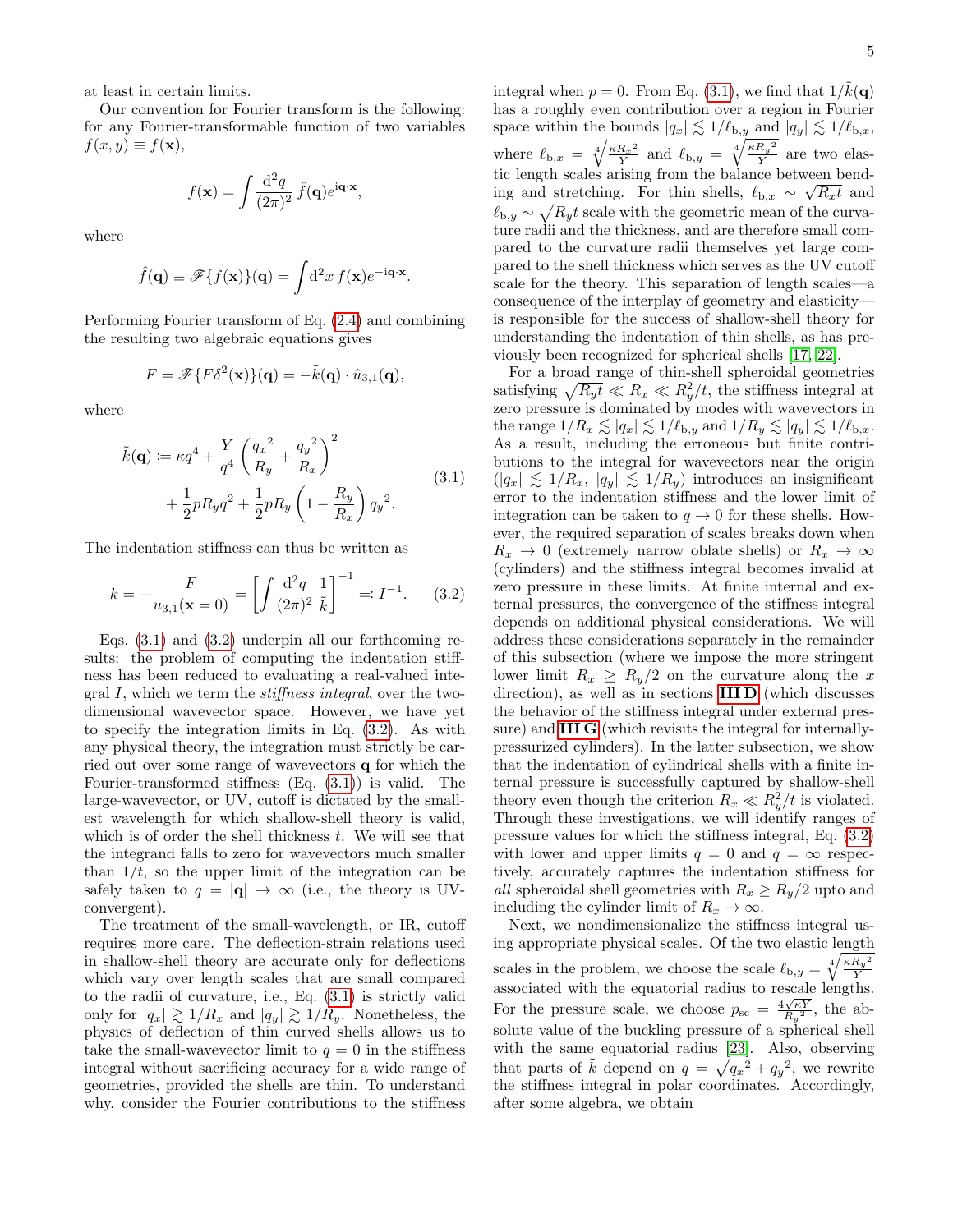at least in certain limits.

Our convention for Fourier transform is the following: for any Fourier-transformable function of two variables $f(x, y) \equiv f(\mathbf{x})$,

$$f(\mathbf{x}) = \int \frac{\mathrm{d}^2 q}{(2\pi)^2} \, \hat{f}(\mathbf{q}) e^{\mathrm{i}\mathbf{q}\cdot\mathbf{x}},$$

where

$$\hat{f}(\mathbf{q}) \equiv \mathscr{F}\{f(\mathbf{x})\}(\mathbf{q}) = \int \mathrm{d}^2 x \, f(\mathbf{x}) e^{-\mathrm{i}\mathbf{q}\cdot\mathbf{x}}.$$

Performing Fourier transform of Eq. (2.4) and combining the resulting two algebraic equations gives

$$F = \mathscr{F}\{F\delta^2(\mathbf{x})\}(\mathbf{q}) = -\tilde{k}(\mathbf{q}) \cdot \hat{u}_{3,1}(\mathbf{q}),$$

where

$$\begin{aligned}\tilde{k}(\mathbf{q}) \coloneqq \kappa q^4 &+ \frac{Y}{q^4}\left(\frac{{q_x}^2}{R_y} + \frac{{q_y}^2}{R_x}\right)^2 \\ &+ \frac{1}{2} p R_y q^2 + \frac{1}{2} p R_y \left(1 - \frac{R_y}{R_x}\right) {q_y}^2.\end{aligned} \tag{3.1}$$

The indentation stiffness can thus be written as

$$k = -\frac{F}{u_{3,1}(\mathbf{x}=0)} = \left[\int \frac{\mathrm{d}^2 q}{(2\pi)^2} \, \frac{1}{\tilde{k}}\right]^{-1} =: I^{-1}. \tag{3.2}$$

Eqs. (3.1) and (3.2) underpin all our forthcoming results: the problem of computing the indentation stiffness has been reduced to evaluating a real-valued integral $I$, which we term the *stiffness integral*, over the two-dimensional wavevector space. However, we have yet to specify the integration limits in Eq. (3.2). As with any physical theory, the integration must strictly be carried out over some range of wavevectors $\mathbf{q}$ for which the Fourier-transformed stiffness (Eq. (3.1)) is valid. The large-wavevector, or UV, cutoff is dictated by the smallest wavelength for which shallow-shell theory is valid, which is of order the shell thickness $t$. We will see that the integrand falls to zero for wavevectors much smaller than $1/t$, so the upper limit of the integration can be safely taken to $q = |\mathbf{q}| \to \infty$ (i.e., the theory is UV-convergent).

The treatment of the small-wavelength, or IR, cutoff requires more care. The deflection-strain relations used in shallow-shell theory are accurate only for deflections which vary over length scales that are small compared to the radii of curvature, i.e., Eq. (3.1) is strictly valid only for $|q_x| \gtrsim 1/R_x$ and $|q_y| \gtrsim 1/R_y$. Nonetheless, the physics of deflection of thin curved shells allows us to take the small-wavevector limit to $q = 0$ in the stiffness integral without sacrificing accuracy for a wide range of geometries, provided the shells are thin. To understand why, consider the Fourier contributions to the stiffness integral when $p = 0$. From Eq. (3.1), we find that $1/\tilde{k}(\mathbf{q})$ has a roughly even contribution over a region in Fourier space within the bounds $|q_x| \lesssim 1/\ell_{\mathrm{b},y}$ and $|q_y| \lesssim 1/\ell_{\mathrm{b},x}$, where $\ell_{\mathrm{b},x} = \sqrt[4]{\frac{\kappa {R_x}^2}{Y}}$ and $\ell_{\mathrm{b},y} = \sqrt[4]{\frac{\kappa {R_y}^2}{Y}}$ are two elastic length scales arising from the balance between bending and stretching. For thin shells, $\ell_{\mathrm{b},x} \sim \sqrt{R_x t}$ and $\ell_{\mathrm{b},y} \sim \sqrt{R_y t}$ scale with the geometric mean of the curvature radii and the thickness, and are therefore small compared to the curvature radii themselves yet large compared to the shell thickness which serves as the UV cutoff scale for the theory. This separation of length scales—a consequence of the interplay of geometry and elasticity—is responsible for the success of shallow-shell theory for understanding the indentation of thin shells, as has previously been recognized for spherical shells [17, 22].

For a broad range of thin-shell spheroidal geometries satisfying $\sqrt{R_y t} \ll R_x \ll R_y^2/t$, the stiffness integral at zero pressure is dominated by modes with wavevectors in the range $1/R_x \lesssim |q_x| \lesssim 1/\ell_{\mathrm{b},y}$ and $1/R_y \lesssim |q_y| \lesssim 1/\ell_{\mathrm{b},x}$. As a result, including the erroneous but finite contributions to the integral for wavevectors near the origin ($|q_x| \lesssim 1/R_x$, $|q_y| \lesssim 1/R_y$) introduces an insignificant error to the indentation stiffness and the lower limit of integration can be taken to $q \to 0$ for these shells. However, the required separation of scales breaks down when $R_x \to 0$ (extremely narrow oblate shells) or $R_x \to \infty$ (cylinders) and the stiffness integral becomes invalid at zero pressure in these limits. At finite internal and external pressures, the convergence of the stiffness integral depends on additional physical considerations. We will address these considerations separately in the remainder of this subsection (where we impose the more stringent lower limit $R_x \geq R_y/2$ on the curvature along the $x$ direction), as well as in sections **III D** (which discusses the behavior of the stiffness integral under external pressure) and **III G** (which revisits the integral for internally-pressurized cylinders). In the latter subsection, we show that the indentation of cylindrical shells with a finite internal pressure is successfully captured by shallow-shell theory even though the criterion $R_x \ll R_y^2/t$ is violated. Through these investigations, we will identify ranges of pressure values for which the stiffness integral, Eq. (3.2) with lower and upper limits $q = 0$ and $q = \infty$ respectively, accurately captures the indentation stiffness for *all* spheroidal shell geometries with $R_x \geq R_y/2$ upto and including the cylinder limit of $R_x \to \infty$.

Next, we nondimensionalize the stiffness integral using appropriate physical scales. Of the two elastic length scales in the problem, we choose the scale $\ell_{\mathrm{b},y} = \sqrt[4]{\frac{\kappa {R_y}^2}{Y}}$ associated with the equatorial radius to rescale lengths. For the pressure scale, we choose $p_{\mathrm{sc}} = \frac{4\sqrt{\kappa Y}}{{R_y}^2}$, the absolute value of the buckling pressure of a spherical shell with the same equatorial radius [23]. Also, observing that parts of $\tilde{k}$ depend on $q = \sqrt{{q_x}^2 + {q_y}^2}$, we rewrite the stiffness integral in polar coordinates. Accordingly, after some algebra, we obtain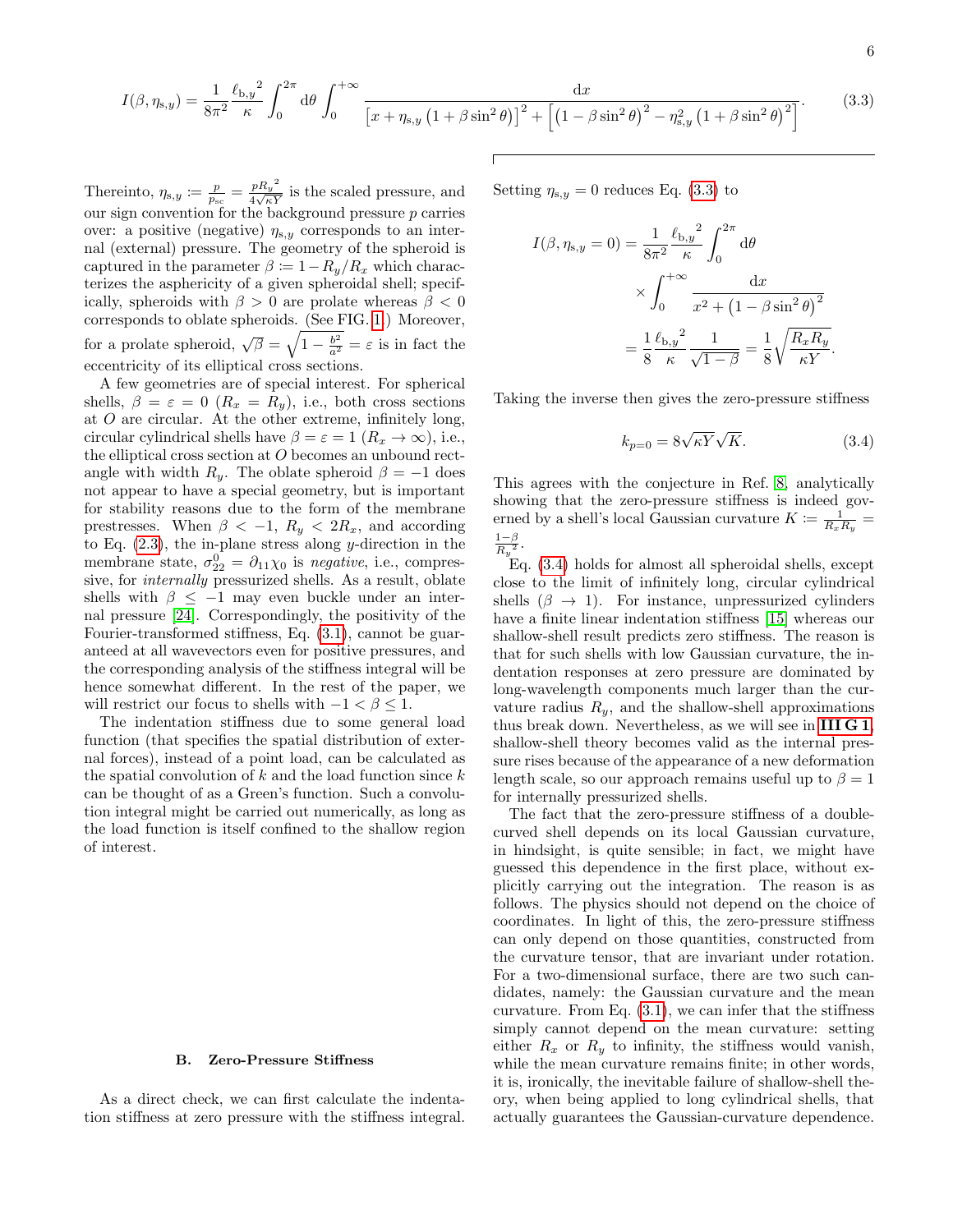$$I(\beta,\eta_{s,y}) = \frac{1}{8\pi^2}\frac{{\ell_{b,y}}^2}{\kappa}\int_0^{2\pi}\mathrm{d}\theta\int_0^{+\infty}\frac{\mathrm{d}x}{\left[x+\eta_{s,y}\left(1+\beta\sin^2\theta\right)\right]^2+\left[\left(1-\beta\sin^2\theta\right)^2-\eta_{s,y}^2\left(1+\beta\sin^2\theta\right)^2\right]}. \tag{3.3}$$

Thereinto, $\eta_{s,y} := \frac{p}{p_{sc}} = \frac{p{R_y}^2}{4\sqrt{\kappa Y}}$ is the scaled pressure, and our sign convention for the background pressure $p$ carries over: a positive (negative) $\eta_{s,y}$ corresponds to an internal (external) pressure. The geometry of the spheroid is captured in the parameter $\beta := 1-R_y/R_x$ which characterizes the asphericity of a given spheroidal shell; specifically, spheroids with $\beta > 0$ are prolate whereas $\beta < 0$ corresponds to oblate spheroids. (See FIG. 1.) Moreover, for a prolate spheroid, $\sqrt{\beta} = \sqrt{1-\frac{b^2}{a^2}} = \varepsilon$ is in fact the eccentricity of its elliptical cross sections.

A few geometries are of special interest. For spherical shells, $\beta = \varepsilon = 0$ ($R_x = R_y$), i.e., both cross sections at $O$ are circular. At the other extreme, infinitely long, circular cylindrical shells have $\beta = \varepsilon = 1$ ($R_x \to \infty$), i.e., the elliptical cross section at $O$ becomes an unbound rectangle with width $R_y$. The oblate spheroid $\beta = -1$ does not appear to have a special geometry, but is important for stability reasons due to the form of the membrane prestresses. When $\beta < -1$, $R_y < 2R_x$, and according to Eq. (2.3), the in-plane stress along $y$-direction in the membrane state, $\sigma^0_{22} = \partial_{11}\chi_0$ is *negative*, i.e., compressive, for *internally* pressurized shells. As a result, oblate shells with $\beta \leq -1$ may even buckle under an internal pressure [24]. Correspondingly, the positivity of the Fourier-transformed stiffness, Eq. (3.1), cannot be guaranteed at all wavevectors even for positive pressures, and the corresponding analysis of the stiffness integral will be hence somewhat different. In the rest of the paper, we will restrict our focus to shells with $-1 < \beta \leq 1$.

The indentation stiffness due to some general load function (that specifies the spatial distribution of external forces), instead of a point load, can be calculated as the spatial convolution of $k$ and the load function since $k$ can be thought of as a Green's function. Such a convolution integral might be carried out numerically, as long as the load function is itself confined to the shallow region of interest.

### B. Zero-Pressure Stiffness

As a direct check, we can first calculate the indentation stiffness at zero pressure with the stiffness integral. Setting $\eta_{s,y} = 0$ reduces Eq. (3.3) to

$$\begin{aligned} I(\beta,\eta_{s,y}=0) &= \frac{1}{8\pi^2}\frac{{\ell_{b,y}}^2}{\kappa}\int_0^{2\pi}\mathrm{d}\theta \\ &\quad\times\int_0^{+\infty}\frac{\mathrm{d}x}{x^2+\left(1-\beta\sin^2\theta\right)^2} \\ &= \frac{1}{8}\frac{{\ell_{b,y}}^2}{\kappa}\frac{1}{\sqrt{1-\beta}} = \frac{1}{8}\sqrt{\frac{R_xR_y}{\kappa Y}}. \end{aligned}$$

Taking the inverse then gives the zero-pressure stiffness

$$k_{p=0} = 8\sqrt{\kappa Y}\sqrt{K}. \tag{3.4}$$

This agrees with the conjecture in Ref. [8], analytically showing that the zero-pressure stiffness is indeed governed by a shell's local Gaussian curvature $K := \frac{1}{R_xR_y} = \frac{1-\beta}{{R_y}^2}$.

Eq. (3.4) holds for almost all spheroidal shells, except close to the limit of infinitely long, circular cylindrical shells ($\beta \to 1$). For instance, unpressurized cylinders have a finite linear indentation stiffness [15] whereas our shallow-shell result predicts zero stiffness. The reason is that for such shells with low Gaussian curvature, the indentation responses at zero pressure are dominated by long-wavelength components much larger than the curvature radius $R_y$, and the shallow-shell approximations thus break down. Nevertheless, as we will see in **III G 1**, shallow-shell theory becomes valid as the internal pressure rises because of the appearance of a new deformation length scale, so our approach remains useful up to $\beta = 1$ for internally pressurized shells.

The fact that the zero-pressure stiffness of a double-curved shell depends on its local Gaussian curvature, in hindsight, is quite sensible; in fact, we might have guessed this dependence in the first place, without explicitly carrying out the integration. The reason is as follows. The physics should not depend on the choice of coordinates. In light of this, the zero-pressure stiffness can only depend on those quantities, constructed from the curvature tensor, that are invariant under rotation. For a two-dimensional surface, there are two such candidates, namely: the Gaussian curvature and the mean curvature. From Eq. (3.1), we can infer that the stiffness simply cannot depend on the mean curvature: setting either $R_x$ or $R_y$ to infinity, the stiffness would vanish, while the mean curvature remains finite; in other words, it is, ironically, the inevitable failure of shallow-shell theory, when being applied to long cylindrical shells, that actually guarantees the Gaussian-curvature dependence.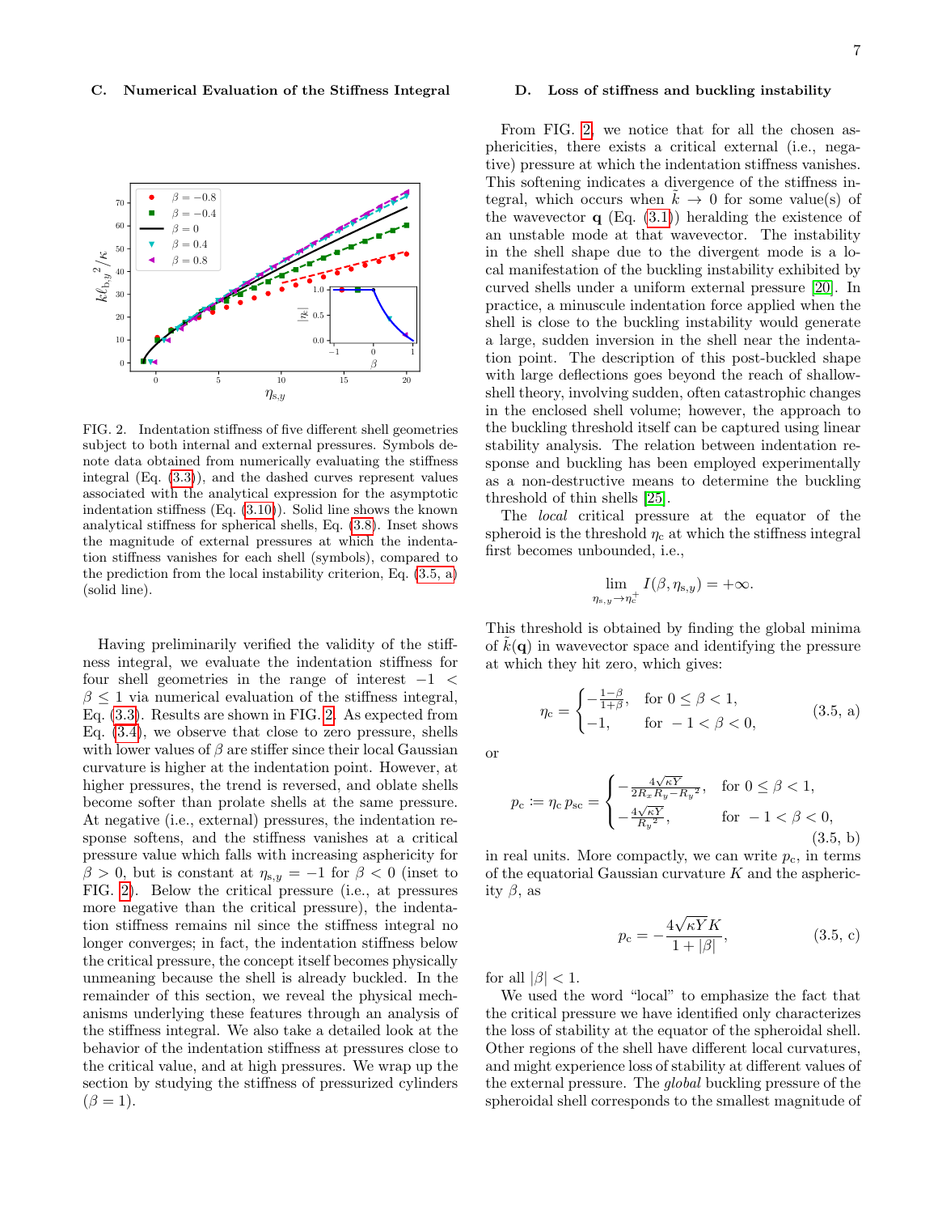### C. Numerical Evaluation of the Stiffness Integral

FIG. 2. Indentation stiffness of five different shell geometries subject to both internal and external pressures. Symbols denote data obtained from numerically evaluating the stiffness integral (Eq. (3.3)), and the dashed curves represent values associated with the analytical expression for the asymptotic indentation stiffness (Eq. (3.10)). Solid line shows the known analytical stiffness for spherical shells, Eq. (3.8). Inset shows the magnitude of external pressures at which the indentation stiffness vanishes for each shell (symbols), compared to the prediction from the local instability criterion, Eq. (3.5, a) (solid line).

Having preliminarily verified the validity of the stiffness integral, we evaluate the indentation stiffness for four shell geometries in the range of interest $-1 < \beta \leq 1$ via numerical evaluation of the stiffness integral, Eq. (3.3). Results are shown in FIG. 2. As expected from Eq. (3.4), we observe that close to zero pressure, shells with lower values of $\beta$ are stiffer since their local Gaussian curvature is higher at the indentation point. However, at higher pressures, the trend is reversed, and oblate shells become softer than prolate shells at the same pressure. At negative (i.e., external) pressures, the indentation response softens, and the stiffness vanishes at a critical pressure value which falls with increasing asphericity for $\beta > 0$, but is constant at $\eta_{s,y} = -1$ for $\beta < 0$ (inset to FIG. 2). Below the critical pressure (i.e., at pressures more negative than the critical pressure), the indentation stiffness remains nil since the stiffness integral no longer converges; in fact, the indentation stiffness below the critical pressure, the concept itself becomes physically unmeaning because the shell is already buckled. In the remainder of this section, we reveal the physical mechanisms underlying these features through an analysis of the stiffness integral. We also take a detailed look at the behavior of the indentation stiffness at pressures close to the critical value, and at high pressures. We wrap up the section by studying the stiffness of pressurized cylinders ($\beta = 1$).

### D. Loss of stiffness and buckling instability

From FIG. 2, we notice that for all the chosen asphericities, there exists a critical external (i.e., negative) pressure at which the indentation stiffness vanishes. This softening indicates a divergence of the stiffness integral, which occurs when $\tilde{k} \to 0$ for some value(s) of the wavevector $\mathbf{q}$ (Eq. (3.1)) heralding the existence of an unstable mode at that wavevector. The instability in the shell shape due to the divergent mode is a local manifestation of the buckling instability exhibited by curved shells under a uniform external pressure [20]. In practice, a minuscule indentation force applied when the shell is close to the buckling instability would generate a large, sudden inversion in the shell near the indentation point. The description of this post-buckled shape with large deflections goes beyond the reach of shallow-shell theory, involving sudden, often catastrophic changes in the enclosed shell volume; however, the approach to the buckling threshold itself can be captured using linear stability analysis. The relation between indentation response and buckling has been employed experimentally as a non-destructive means to determine the buckling threshold of thin shells [25].

The *local* critical pressure at the equator of the spheroid is the threshold $\eta_c$ at which the stiffness integral first becomes unbounded, i.e.,

$$\lim_{\eta_{s,y} \to \eta_c^+} I(\beta, \eta_{s,y}) = +\infty.$$

This threshold is obtained by finding the global minima of $\tilde{k}(\mathbf{q})$ in wavevector space and identifying the pressure at which they hit zero, which gives:

$$\eta_c = \begin{cases} -\frac{1-\beta}{1+\beta}, & \text{for } 0 \leq \beta < 1, \\ -1, & \text{for } -1 < \beta < 0, \end{cases} \tag{3.5, a}$$

or

$$p_c := \eta_c \, p_{sc} = \begin{cases} -\frac{4\sqrt{\kappa Y}}{2R_x R_y - {R_y}^2}, & \text{for } 0 \leq \beta < 1, \\ -\frac{4\sqrt{\kappa Y}}{{R_y}^2}, & \text{for } -1 < \beta < 0, \end{cases} \tag{3.5, b}$$

in real units. More compactly, we can write $p_c$, in terms of the equatorial Gaussian curvature $K$ and the asphericity $\beta$, as

$$p_c = -\frac{4\sqrt{\kappa Y} K}{1 + |\beta|}, \tag{3.5, c}$$

for all $|\beta| < 1$.

We used the word "local" to emphasize the fact that the critical pressure we have identified only characterizes the loss of stability at the equator of the spheroidal shell. Other regions of the shell have different local curvatures, and might experience loss of stability at different values of the external pressure. The *global* buckling pressure of the spheroidal shell corresponds to the smallest magnitude of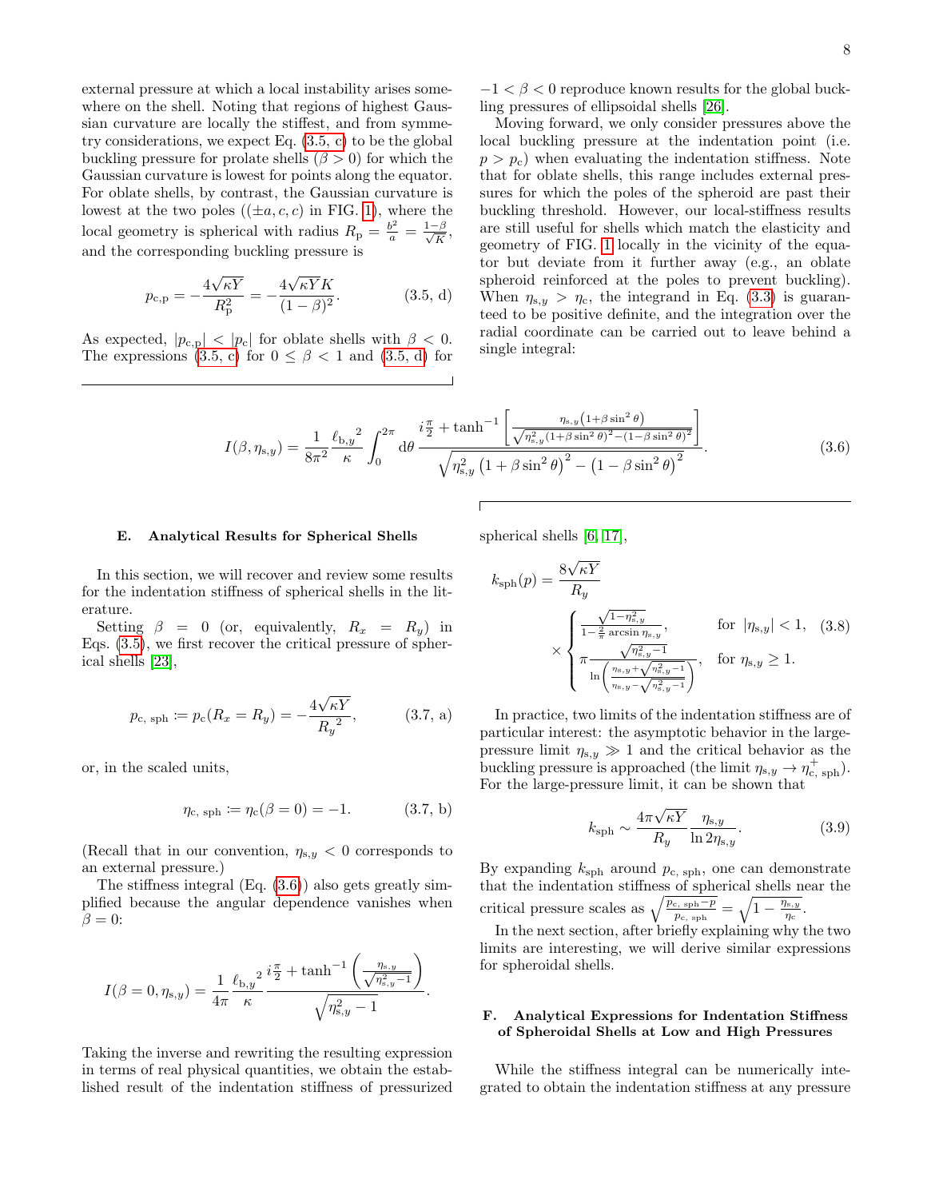external pressure at which a local instability arises somewhere on the shell. Noting that regions of highest Gaussian curvature are locally the stiffest, and from symmetry considerations, we expect Eq. (3.5, c) to be the global buckling pressure for prolate shells ($\beta > 0$) for which the Gaussian curvature is lowest for points along the equator. For oblate shells, by contrast, the Gaussian curvature is lowest at the two poles ($(\pm a, c, c)$ in FIG. 1), where the local geometry is spherical with radius $R_\mathrm{p} = \frac{b^2}{a} = \frac{1-\beta}{\sqrt{K}}$, and the corresponding buckling pressure is

$$p_{\mathrm{c,p}} = -\frac{4\sqrt{\kappa Y}}{R_\mathrm{p}^2} = -\frac{4\sqrt{\kappa Y} K}{(1-\beta)^2}. \tag{3.5, d}$$

As expected, $|p_{\mathrm{c,p}}| < |p_\mathrm{c}|$ for oblate shells with $\beta < 0$. The expressions (3.5, c) for $0 \leq \beta < 1$ and (3.5, d) for $-1 < \beta < 0$ reproduce known results for the global buckling pressures of ellipsoidal shells [26].

Moving forward, we only consider pressures above the local buckling pressure at the indentation point (i.e. $p > p_\mathrm{c}$) when evaluating the indentation stiffness. Note that for oblate shells, this range includes external pressures for which the poles of the spheroid are past their buckling threshold. However, our local-stiffness results are still useful for shells which match the elasticity and geometry of FIG. 1 locally in the vicinity of the equator but deviate from it further away (e.g., an oblate spheroid reinforced at the poles to prevent buckling). When $\eta_{\mathrm{s},y} > \eta_\mathrm{c}$, the integrand in Eq. (3.3) is guaranteed to be positive definite, and the integration over the radial coordinate can be carried out to leave behind a single integral:

$$I(\beta, \eta_{\mathrm{s},y}) = \frac{1}{8\pi^2}\frac{{\ell_{\mathrm{b},y}}^2}{\kappa}\int_0^{2\pi}\mathrm{d}\theta\,\frac{i\frac{\pi}{2} + \tanh^{-1}\left[\frac{\eta_{\mathrm{s},y}\left(1+\beta\sin^2\theta\right)}{\sqrt{\eta_{\mathrm{s},y}^2\left(1+\beta\sin^2\theta\right)^2 - \left(1-\beta\sin^2\theta\right)^2}}\right]}{\sqrt{\eta_{\mathrm{s},y}^2\left(1+\beta\sin^2\theta\right)^2 - \left(1-\beta\sin^2\theta\right)^2}}. \tag{3.6}$$

### E. Analytical Results for Spherical Shells

In this section, we will recover and review some results for the indentation stiffness of spherical shells in the literature.

Setting $\beta = 0$ (or, equivalently, $R_x = R_y$) in Eqs. (3.5), we first recover the critical pressure of spherical shells [23],

$$p_{\mathrm{c,\,sph}} := p_\mathrm{c}(R_x = R_y) = -\frac{4\sqrt{\kappa Y}}{{R_y}^2}, \tag{3.7, a}$$

or, in the scaled units,

$$\eta_{\mathrm{c,\,sph}} := \eta_\mathrm{c}(\beta = 0) = -1. \tag{3.7, b}$$

(Recall that in our convention, $\eta_{\mathrm{s},y} < 0$ corresponds to an external pressure.)

The stiffness integral (Eq. (3.6)) also gets greatly simplified because the angular dependence vanishes when $\beta = 0$:

$$I(\beta = 0, \eta_{\mathrm{s},y}) = \frac{1}{4\pi}\frac{{\ell_{\mathrm{b},y}}^2}{\kappa}\frac{i\frac{\pi}{2} + \tanh^{-1}\left(\frac{\eta_{\mathrm{s},y}}{\sqrt{\eta_{\mathrm{s},y}^2 - 1}}\right)}{\sqrt{\eta_{\mathrm{s},y}^2 - 1}}.$$

Taking the inverse and rewriting the resulting expression in terms of real physical quantities, we obtain the established result of the indentation stiffness of pressurized spherical shells [6, 17],

$$k_{\mathrm{sph}}(p) = \frac{8\sqrt{\kappa Y}}{R_y} \times \begin{cases} \frac{\sqrt{1-\eta_{\mathrm{s},y}^2}}{1-\frac{2}{\pi}\arcsin\eta_{\mathrm{s},y}}, & \text{for } |\eta_{\mathrm{s},y}| < 1, \\ \pi\frac{\sqrt{\eta_{\mathrm{s},y}^2 - 1}}{\ln\left(\frac{\eta_{\mathrm{s},y}+\sqrt{\eta_{\mathrm{s},y}^2-1}}{\eta_{\mathrm{s},y}-\sqrt{\eta_{\mathrm{s},y}^2-1}}\right)}, & \text{for } \eta_{\mathrm{s},y} \geq 1. \end{cases} \tag{3.8}$$

In practice, two limits of the indentation stiffness are of particular interest: the asymptotic behavior in the large-pressure limit $\eta_{\mathrm{s},y} \gg 1$ and the critical behavior as the buckling pressure is approached (the limit $\eta_{\mathrm{s},y} \to \eta_{\mathrm{c,\,sph}}^+$). For the large-pressure limit, it can be shown that

$$k_{\mathrm{sph}} \sim \frac{4\pi\sqrt{\kappa Y}}{R_y}\frac{\eta_{\mathrm{s},y}}{\ln 2\eta_{\mathrm{s},y}}. \tag{3.9}$$

By expanding $k_{\mathrm{sph}}$ around $p_{\mathrm{c,\,sph}}$, one can demonstrate that the indentation stiffness of spherical shells near the critical pressure scales as $\sqrt{\frac{p_{\mathrm{c,\,sph}} - p}{p_{\mathrm{c,\,sph}}}} = \sqrt{1 - \frac{\eta_{\mathrm{s},y}}{\eta_\mathrm{c}}}$.

In the next section, after briefly explaining why the two limits are interesting, we will derive similar expressions for spheroidal shells.

### F. Analytical Expressions for Indentation Stiffness of Spheroidal Shells at Low and High Pressures

While the stiffness integral can be numerically integrated to obtain the indentation stiffness at any pressure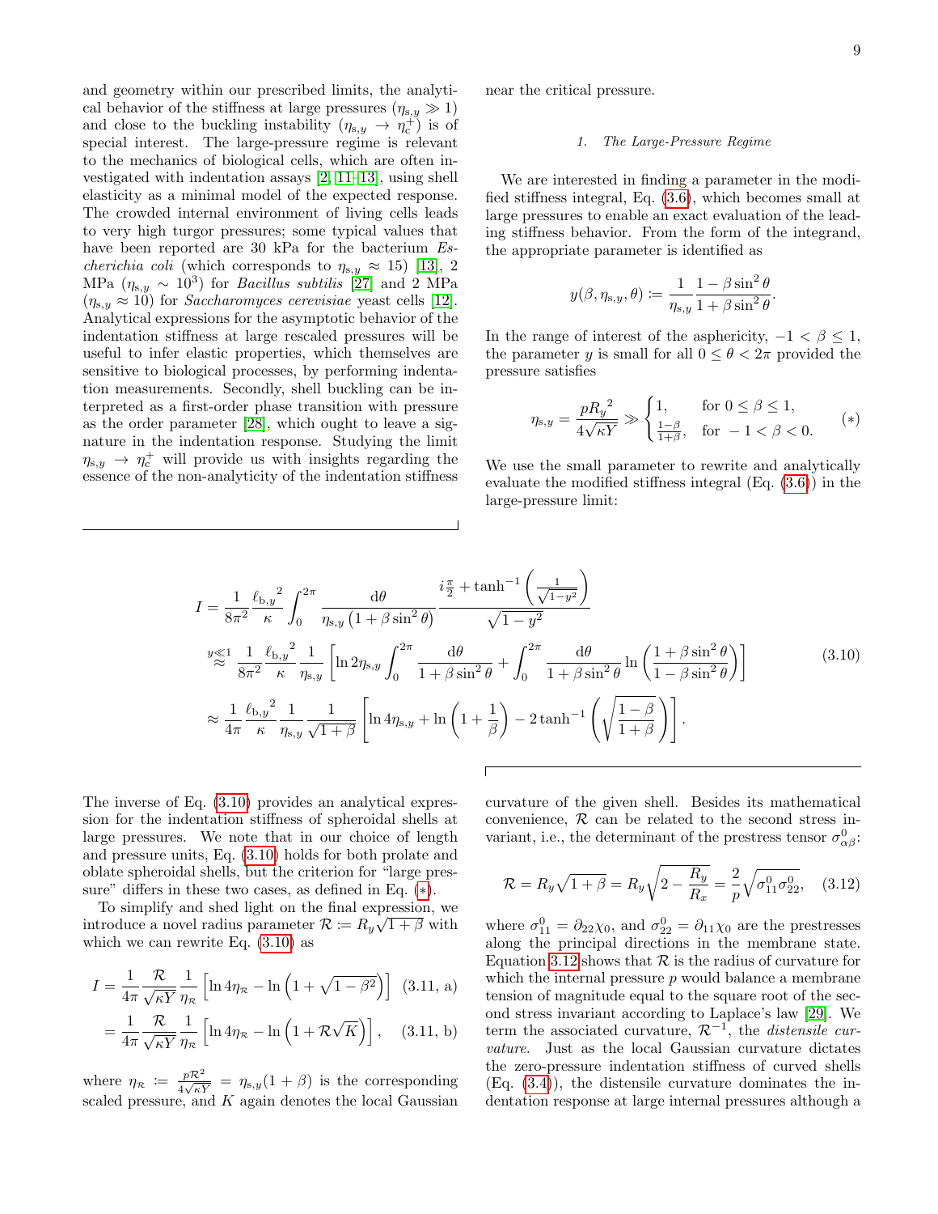and geometry within our prescribed limits, the analytical behavior of the stiffness at large pressures ($\eta_{\mathrm{s},y} \gg 1$) and close to the buckling instability ($\eta_{\mathrm{s},y} \to \eta_{\mathrm{c}}^{+}$) is of special interest. The large-pressure regime is relevant to the mechanics of biological cells, which are often investigated with indentation assays [2, 11–13], using shell elasticity as a minimal model of the expected response. The crowded internal environment of living cells leads to very high turgor pressures; some typical values that have been reported are 30 kPa for the bacterium *Escherichia coli* (which corresponds to $\eta_{\mathrm{s},y} \approx 15$) [13], 2 MPa ($\eta_{\mathrm{s},y} \sim 10^3$) for *Bacillus subtilis* [27] and 2 MPa ($\eta_{\mathrm{s},y} \approx 10$) for *Saccharomyces cerevisiae* yeast cells [12]. Analytical expressions for the asymptotic behavior of the indentation stiffness at large rescaled pressures will be useful to infer elastic properties, which themselves are sensitive to biological processes, by performing indentation measurements. Secondly, shell buckling can be interpreted as a first-order phase transition with pressure as the order parameter [28], which ought to leave a signature in the indentation response. Studying the limit $\eta_{\mathrm{s},y} \to \eta_{\mathrm{c}}^{+}$ will provide us with insights regarding the essence of the non-analyticity of the indentation stiffness near the critical pressure.

### 1. The Large-Pressure Regime

We are interested in finding a parameter in the modified stiffness integral, Eq. (3.6), which becomes small at large pressures to enable an exact evaluation of the leading stiffness behavior. From the form of the integrand, the appropriate parameter is identified as

$$y(\beta, \eta_{\mathrm{s},y}, \theta) := \frac{1}{\eta_{\mathrm{s},y}} \frac{1 - \beta \sin^2\theta}{1 + \beta \sin^2\theta}.$$

In the range of interest of the asphericity, $-1 < \beta \leq 1$, the parameter $y$ is small for all $0 \leq \theta < 2\pi$ provided the pressure satisfies

$$\eta_{\mathrm{s},y} = \frac{p {R_y}^2}{4\sqrt{\kappa Y}} \gg \begin{cases} 1, & \text{for } 0 \leq \beta \leq 1, \\ \frac{1-\beta}{1+\beta}, & \text{for } -1 < \beta < 0. \end{cases} \qquad (*)$$

We use the small parameter to rewrite and analytically evaluate the modified stiffness integral (Eq. (3.6)) in the large-pressure limit:

$$\begin{aligned}
I &= \frac{1}{8\pi^2} \frac{{\ell_{\mathrm{b},y}}^2}{\kappa} \int_0^{2\pi} \frac{\mathrm{d}\theta}{\eta_{\mathrm{s},y} \left(1 + \beta \sin^2\theta\right)} \frac{i\frac{\pi}{2} + \tanh^{-1}\left(\frac{1}{\sqrt{1-y^2}}\right)}{\sqrt{1-y^2}} \\
&\overset{y \ll 1}{\approx} \frac{1}{8\pi^2} \frac{{\ell_{\mathrm{b},y}}^2}{\kappa} \frac{1}{\eta_{\mathrm{s},y}} \left[\ln 2\eta_{\mathrm{s},y} \int_0^{2\pi} \frac{\mathrm{d}\theta}{1 + \beta \sin^2\theta} + \int_0^{2\pi} \frac{\mathrm{d}\theta}{1 + \beta \sin^2\theta} \ln\left(\frac{1 + \beta \sin^2\theta}{1 - \beta \sin^2\theta}\right)\right] \\
&\approx \frac{1}{4\pi} \frac{{\ell_{\mathrm{b},y}}^2}{\kappa} \frac{1}{\eta_{\mathrm{s},y}} \frac{1}{\sqrt{1+\beta}} \left[\ln 4\eta_{\mathrm{s},y} + \ln\left(1 + \frac{1}{\beta}\right) - 2\tanh^{-1}\left(\sqrt{\frac{1-\beta}{1+\beta}}\right)\right].
\end{aligned} \tag{3.10}$$

The inverse of Eq. (3.10) provides an analytical expression for the indentation stiffness of spheroidal shells at large pressures. We note that in our choice of length and pressure units, Eq. (3.10) holds for both prolate and oblate spheroidal shells, but the criterion for "large pressure" differs in these two cases, as defined in Eq. (*).

To simplify and shed light on the final expression, we introduce a novel radius parameter $\mathcal{R} := R_y\sqrt{1+\beta}$ with which we can rewrite Eq. (3.10) as

$$I = \frac{1}{4\pi} \frac{\mathcal{R}}{\sqrt{\kappa Y}} \frac{1}{\eta_{\mathcal{R}}} \left[\ln 4\eta_{\mathcal{R}} - \ln\left(1 + \sqrt{1-\beta^2}\right)\right] \quad \text{(3.11, a)}$$

$$= \frac{1}{4\pi} \frac{\mathcal{R}}{\sqrt{\kappa Y}} \frac{1}{\eta_{\mathcal{R}}} \left[\ln 4\eta_{\mathcal{R}} - \ln\left(1 + \mathcal{R}\sqrt{K}\right)\right], \quad \text{(3.11, b)}$$

where $\eta_{\mathcal{R}} := \frac{p\mathcal{R}^2}{4\sqrt{\kappa Y}} = \eta_{\mathrm{s},y}(1+\beta)$ is the corresponding scaled pressure, and $K$ again denotes the local Gaussian curvature of the given shell. Besides its mathematical convenience, $\mathcal{R}$ can be related to the second stress invariant, i.e., the determinant of the prestress tensor $\sigma^0_{\alpha\beta}$:

$$\mathcal{R} = R_y\sqrt{1+\beta} = R_y\sqrt{2 - \frac{R_y}{R_x}} = \frac{2}{p}\sqrt{\sigma^0_{11}\sigma^0_{22}}, \quad (3.12)$$

where $\sigma^0_{11} = \partial_{22}\chi_0$, and $\sigma^0_{22} = \partial_{11}\chi_0$ are the prestresses along the principal directions in the membrane state. Equation 3.12 shows that $\mathcal{R}$ is the radius of curvature for which the internal pressure $p$ would balance a membrane tension of magnitude equal to the square root of the second stress invariant according to Laplace's law [29]. We term the associated curvature, $\mathcal{R}^{-1}$, the *distensile curvature*. Just as the local Gaussian curvature dictates the zero-pressure indentation stiffness of curved shells (Eq. (3.4)), the distensile curvature dominates the indentation response at large internal pressures although a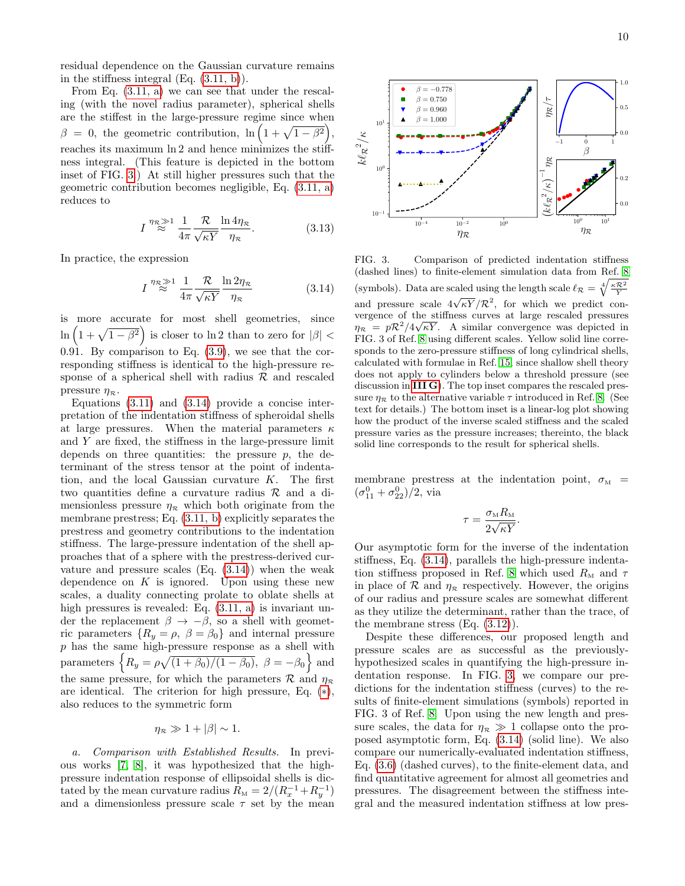residual dependence on the Gaussian curvature remains in the stiffness integral (Eq. (3.11, b)).

From Eq. (3.11, a) we can see that under the rescaling (with the novel radius parameter), spherical shells are the stiffest in the large-pressure regime since when $\beta = 0$, the geometric contribution, $\ln\left(1+\sqrt{1-\beta^2}\right)$, reaches its maximum $\ln 2$ and hence minimizes the stiffness integral. (This feature is depicted in the bottom inset of FIG. 3.) At still higher pressures such that the geometric contribution becomes negligible, Eq. (3.11, a) reduces to

$$I \overset{\eta_{\mathcal{R}}\gg 1}{\approx} \frac{1}{4\pi}\frac{\mathcal{R}}{\sqrt{\kappa Y}}\frac{\ln 4\eta_{\mathcal{R}}}{\eta_{\mathcal{R}}}. \tag{3.13}$$

In practice, the expression

$$I \overset{\eta_{\mathcal{R}}\gg 1}{\approx} \frac{1}{4\pi}\frac{\mathcal{R}}{\sqrt{\kappa Y}}\frac{\ln 2\eta_{\mathcal{R}}}{\eta_{\mathcal{R}}} \tag{3.14}$$

is more accurate for most shell geometries, since $\ln\left(1+\sqrt{1-\beta^2}\right)$ is closer to $\ln 2$ than to zero for $|\beta| < 0.91$. By comparison to Eq. (3.9), we see that the corresponding stiffness is identical to the high-pressure response of a spherical shell with radius $\mathcal{R}$ and rescaled pressure $\eta_{\mathcal{R}}$.

Equations (3.11) and (3.14) provide a concise interpretation of the indentation stiffness of spheroidal shells at large pressures. When the material parameters $\kappa$ and $Y$ are fixed, the stiffness in the large-pressure limit depends on three quantities: the pressure $p$, the determinant of the stress tensor at the point of indentation, and the local Gaussian curvature $K$. The first two quantities define a curvature radius $\mathcal{R}$ and a dimensionless pressure $\eta_{\mathcal{R}}$ which both originate from the membrane prestress; Eq. (3.11, b) explicitly separates the prestress and geometry contributions to the indentation stiffness. The large-pressure indentation of the shell approaches that of a sphere with the prestress-derived curvature and pressure scales (Eq. (3.14)) when the weak dependence on $K$ is ignored. Upon using these new scales, a duality connecting prolate to oblate shells at high pressures is revealed: Eq. (3.11, a) is invariant under the replacement $\beta \to -\beta$, so a shell with geometric parameters $\{R_y = \rho,\ \beta = \beta_0\}$ and internal pressure $p$ has the same high-pressure response as a shell with parameters $\left\{R_y = \rho\sqrt{(1+\beta_0)/(1-\beta_0)},\ \beta = -\beta_0\right\}$ and the same pressure, for which the parameters $\mathcal{R}$ and $\eta_{\mathcal{R}}$ are identical. The criterion for high pressure, Eq. (*), also reduces to the symmetric form

$$\eta_{\mathcal{R}} \gg 1 + |\beta| \sim 1.$$

*a. Comparison with Established Results.* In previous works [7, 8], it was hypothesized that the high-pressure indentation response of ellipsoidal shells is dictated by the mean curvature radius $R_{\text{M}} = 2/(R_x^{-1}+R_y^{-1})$ and a dimensionless pressure scale $\tau$ set by the mean membrane prestress at the indentation point, $\sigma_{\text{M}} = (\sigma_{11}^0 + \sigma_{22}^0)/2$, via

$$\tau = \frac{\sigma_{\text{M}} R_{\text{M}}}{2\sqrt{\kappa Y}}.$$

Our asymptotic form for the inverse of the indentation stiffness, Eq. (3.14), parallels the high-pressure indentation stiffness proposed in Ref. [8] which used $R_{\text{M}}$ and $\tau$ in place of $\mathcal{R}$ and $\eta_{\mathcal{R}}$ respectively. However, the origins of our radius and pressure scales are somewhat different as they utilize the determinant, rather than the trace, of the membrane stress (Eq. (3.12)).

Despite these differences, our proposed length and pressure scales are as successful as the previously-hypothesized scales in quantifying the high-pressure indentation response. In FIG. 3, we compare our predictions for the indentation stiffness (curves) to the results of finite-element simulations (symbols) reported in FIG. 3 of Ref. [8]. Upon using the new length and pressure scales, the data for $\eta_{\mathcal{R}} \gg 1$ collapse onto the proposed asymptotic form, Eq. (3.14) (solid line). We also compare our numerically-evaluated indentation stiffness, Eq. (3.6) (dashed curves), to the finite-element data, and find quantitative agreement for almost all geometries and pressures. The disagreement between the stiffness integral and the measured indentation stiffness at low pres-

FIG. 3. Comparison of predicted indentation stiffness (dashed lines) to finite-element simulation data from Ref. [8] (symbols). Data are scaled using the length scale $\ell_{\mathcal{R}} = \sqrt[4]{\frac{\kappa \mathcal{R}^2}{Y}}$ and pressure scale $4\sqrt{\kappa Y}/\mathcal{R}^2$, for which we predict convergence of the stiffness curves at large rescaled pressures $\eta_{\mathcal{R}} = p\mathcal{R}^2/4\sqrt{\kappa Y}$. A similar convergence was depicted in FIG. 3 of Ref. [8] using different scales. Yellow solid line corresponds to the zero-pressure stiffness of long cylindrical shells, calculated with formulae in Ref. [15] since shallow shell theory does not apply to cylinders below a threshold pressure (see discussion in **III G**). The top inset compares the rescaled pressure $\eta_{\mathcal{R}}$ to the alternative variable $\tau$ introduced in Ref. [8] (See text for details.) The bottom inset is a linear-log plot showing how the product of the inverse scaled stiffness and the scaled pressure varies as the pressure increases; thereinto, the black solid line corresponds to the result for spherical shells.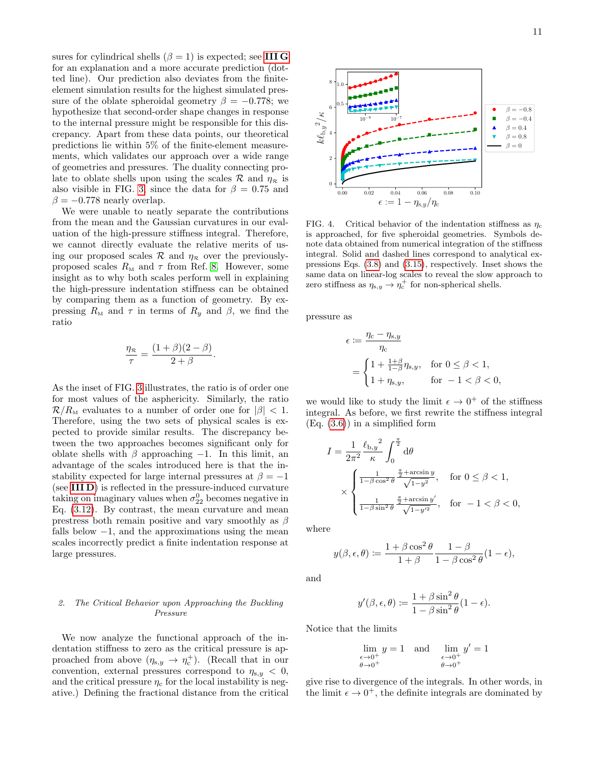sures for cylindrical shells ($\beta = 1$) is expected; see **III G** for an explanation and a more accurate prediction (dotted line). Our prediction also deviates from the finite-element simulation results for the highest simulated pressure of the oblate spheroidal geometry $\beta = -0.778$; we hypothesize that second-order shape changes in response to the internal pressure might be responsible for this discrepancy. Apart from these data points, our theoretical predictions lie within 5% of the finite-element measurements, which validates our approach over a wide range of geometries and pressures. The duality connecting prolate to oblate shells upon using the scales $\mathcal{R}$ and $\eta_{\mathcal{R}}$ is also visible in FIG. 3, since the data for $\beta = 0.75$ and $\beta = -0.778$ nearly overlap.

We were unable to neatly separate the contributions from the mean and the Gaussian curvatures in our evaluation of the high-pressure stiffness integral. Therefore, we cannot directly evaluate the relative merits of using our proposed scales $\mathcal{R}$ and $\eta_{\mathcal{R}}$ over the previously-proposed scales $R_{\mathrm{M}}$ and $\tau$ from Ref. [8]. However, some insight as to why both scales perform well in explaining the high-pressure indentation stiffness can be obtained by comparing them as a function of geometry. By expressing $R_{\mathrm{M}}$ and $\tau$ in terms of $R_y$ and $\beta$, we find the ratio

$$\frac{\eta_{\mathcal{R}}}{\tau} = \frac{(1+\beta)(2-\beta)}{2+\beta}.$$

As the inset of FIG. 3 illustrates, the ratio is of order one for most values of the asphericity. Similarly, the ratio $\mathcal{R}/R_{\mathrm{M}}$ evaluates to a number of order one for $|\beta| < 1$. Therefore, using the two sets of physical scales is expected to provide similar results. The discrepancy between the two approaches becomes significant only for oblate shells with $\beta$ approaching $-1$. In this limit, an advantage of the scales introduced here is that the instability expected for large internal pressures at $\beta = -1$ (see **III D**) is reflected in the pressure-induced curvature taking on imaginary values when $\sigma_{22}^0$ becomes negative in Eq. (3.12). By contrast, the mean curvature and mean prestress both remain positive and vary smoothly as $\beta$ falls below $-1$, and the approximations using the mean scales incorrectly predict a finite indentation response at large pressures.

### *2. The Critical Behavior upon Approaching the Buckling Pressure*

We now analyze the functional approach of the indentation stiffness to zero as the critical pressure is approached from above ($\eta_{s,y} \to \eta_c^+$). (Recall that in our convention, external pressures correspond to $\eta_{s,y} < 0$, and the critical pressure $\eta_c$ for the local instability is negative.) Defining the fractional distance from the critical pressure as

FIG. 4. Critical behavior of the indentation stiffness as $\eta_c$ is approached, for five spheroidal geometries. Symbols denote data obtained from numerical integration of the stiffness integral. Solid and dashed lines correspond to analytical expressions Eqs. (3.8) and (3.15), respectively. Inset shows the same data on linear-log scales to reveal the slow approach to zero stiffness as $\eta_{s,y} \to \eta_c^+$ for non-spherical shells.

$$\epsilon := \frac{\eta_c - \eta_{s,y}}{\eta_c} = \begin{cases} 1 + \frac{1+\beta}{1-\beta}\eta_{s,y}, & \text{for } 0 \le \beta < 1, \\ 1 + \eta_{s,y}, & \text{for } -1 < \beta < 0, \end{cases}$$

we would like to study the limit $\epsilon \to 0^+$ of the stiffness integral. As before, we first rewrite the stiffness integral (Eq. (3.6)) in a simplified form

$$I = \frac{1}{2\pi^2}\frac{{\ell_{b,y}}^2}{\kappa}\int_0^{\frac{\pi}{2}} \mathrm{d}\theta \times \begin{cases} \frac{1}{1-\beta\cos^2\theta}\frac{\frac{\pi}{2}+\arcsin y}{\sqrt{1-y^2}}, & \text{for } 0 \le \beta < 1, \\ \frac{1}{1-\beta\sin^2\theta}\frac{\frac{\pi}{2}+\arcsin y'}{\sqrt{1-y'^2}}, & \text{for } -1 < \beta < 0, \end{cases}$$

where

$$y(\beta,\epsilon,\theta) := \frac{1+\beta\cos^2\theta}{1+\beta}\frac{1-\beta}{1-\beta\cos^2\theta}(1-\epsilon),$$

and

$$y'(\beta,\epsilon,\theta) := \frac{1+\beta\sin^2\theta}{1-\beta\sin^2\theta}(1-\epsilon).$$

Notice that the limits

$$\lim_{\substack{\epsilon\to 0^+\\ \theta\to 0^+}} y = 1 \quad \text{and} \quad \lim_{\substack{\epsilon\to 0^+\\ \theta\to 0^+}} y' = 1$$

give rise to divergence of the integrals. In other words, in the limit $\epsilon \to 0^+$, the definite integrals are dominated by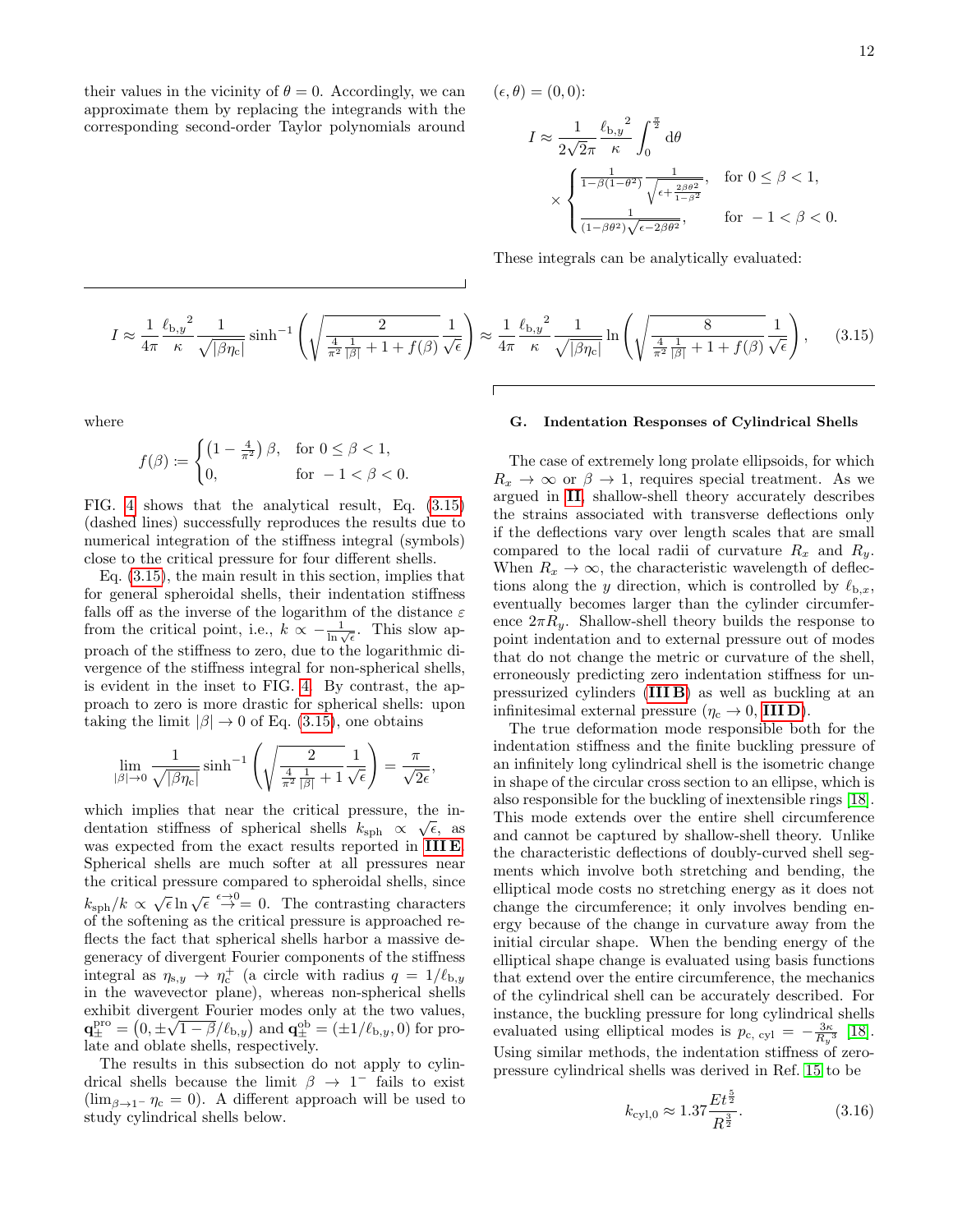their values in the vicinity of $\theta = 0$. Accordingly, we can approximate them by replacing the integrands with the corresponding second-order Taylor polynomials around $(\epsilon, \theta) = (0, 0)$:

$$I \approx \frac{1}{2\sqrt{2}\pi} \frac{{\ell_{\mathrm{b},y}}^2}{\kappa} \int_0^{\frac{\pi}{2}} \mathrm{d}\theta \times \begin{cases} \frac{1}{1-\beta(1-\theta^2)} \frac{1}{\sqrt{\epsilon + \frac{2\beta\theta^2}{1-\beta^2}}}, & \text{for } 0 \le \beta < 1, \\ \frac{1}{(1-\beta\theta^2)\sqrt{\epsilon - 2\beta\theta^2}}, & \text{for } -1 < \beta < 0. \end{cases}$$

These integrals can be analytically evaluated:

$$I \approx \frac{1}{4\pi} \frac{{\ell_{\mathrm{b},y}}^2}{\kappa} \frac{1}{\sqrt{|\beta\eta_\mathrm{c}|}} \sinh^{-1}\left( \sqrt{\frac{2}{\frac{4}{\pi^2}\frac{1}{|\beta|} + 1 + f(\beta)}} \frac{1}{\sqrt{\epsilon}} \right) \approx \frac{1}{4\pi} \frac{{\ell_{\mathrm{b},y}}^2}{\kappa} \frac{1}{\sqrt{|\beta\eta_\mathrm{c}|}} \ln\left( \sqrt{\frac{8}{\frac{4}{\pi^2}\frac{1}{|\beta|} + 1 + f(\beta)}} \frac{1}{\sqrt{\epsilon}} \right), \tag{3.15}$$

where

$$f(\beta) := \begin{cases} \left(1 - \frac{4}{\pi^2}\right)\beta, & \text{for } 0 \le \beta < 1, \\ 0, & \text{for } -1 < \beta < 0. \end{cases}$$

FIG. 4 shows that the analytical result, Eq. (3.15) (dashed lines) successfully reproduces the results due to numerical integration of the stiffness integral (symbols) close to the critical pressure for four different shells.

Eq. (3.15), the main result in this section, implies that for general spheroidal shells, their indentation stiffness falls off as the inverse of the logarithm of the distance $\varepsilon$ from the critical point, i.e., $k \propto -\frac{1}{\ln\sqrt{\epsilon}}$. This slow approach of the stiffness to zero, due to the logarithmic divergence of the stiffness integral for non-spherical shells, is evident in the inset to FIG. 4. By contrast, the approach to zero is more drastic for spherical shells: upon taking the limit $|\beta| \to 0$ of Eq. (3.15), one obtains

$$\lim_{|\beta|\to 0} \frac{1}{\sqrt{|\beta\eta_\mathrm{c}|}} \sinh^{-1}\left( \sqrt{\frac{2}{\frac{4}{\pi^2}\frac{1}{|\beta|} + 1}} \frac{1}{\sqrt{\epsilon}} \right) = \frac{\pi}{\sqrt{2\epsilon}},$$

which implies that near the critical pressure, the indentation stiffness of spherical shells $k_\mathrm{sph} \propto \sqrt{\epsilon}$, as was expected from the exact results reported in **III E**. Spherical shells are much softer at all pressures near the critical pressure compared to spheroidal shells, since $k_\mathrm{sph}/k \propto \sqrt{\epsilon}\ln\sqrt{\epsilon} \overset{\epsilon\to 0}{\to} 0$. The contrasting characters of the softening as the critical pressure is approached reflects the fact that spherical shells harbor a massive degeneracy of divergent Fourier components of the stiffness integral as $\eta_{\mathrm{s},y} \to \eta_\mathrm{c}^+$ (a circle with radius $q = 1/\ell_{\mathrm{b},y}$ in the wavevector plane), whereas non-spherical shells exhibit divergent Fourier modes only at the two values, $\mathbf{q}_\pm^\mathrm{pro} = \left(0, \pm\sqrt{1-\beta}/\ell_{\mathrm{b},y}\right)$ and $\mathbf{q}_\pm^\mathrm{ob} = (\pm 1/\ell_{\mathrm{b},y}, 0)$ for prolate and oblate shells, respectively.

The results in this subsection do not apply to cylindrical shells because the limit $\beta \to 1^-$ fails to exist ($\lim_{\beta\to 1^-} \eta_\mathrm{c} = 0$). A different approach will be used to study cylindrical shells below.

### G. Indentation Responses of Cylindrical Shells

The case of extremely long prolate ellipsoids, for which $R_x \to \infty$ or $\beta \to 1$, requires special treatment. As we argued in **II**, shallow-shell theory accurately describes the strains associated with transverse deflections only if the deflections vary over length scales that are small compared to the local radii of curvature $R_x$ and $R_y$. When $R_x \to \infty$, the characteristic wavelength of deflections along the $y$ direction, which is controlled by $\ell_{\mathrm{b},x}$, eventually becomes larger than the cylinder circumference $2\pi R_y$. Shallow-shell theory builds the response to point indentation and to external pressure out of modes that do not change the metric or curvature of the shell, erroneously predicting zero indentation stiffness for unpressurized cylinders (**III B**) as well as buckling at an infinitesimal external pressure ($\eta_\mathrm{c} \to 0$, **III D**).

The true deformation mode responsible both for the indentation stiffness and the finite buckling pressure of an infinitely long cylindrical shell is the isometric change in shape of the circular cross section to an ellipse, which is also responsible for the buckling of inextensible rings [18]. This mode extends over the entire shell circumference and cannot be captured by shallow-shell theory. Unlike the characteristic deflections of doubly-curved shell segments which involve both stretching and bending, the elliptical mode costs no stretching energy as it does not change the circumference; it only involves bending energy because of the change in curvature away from the initial circular shape. When the bending energy of the elliptical shape change is evaluated using basis functions that extend over the entire circumference, the mechanics of the cylindrical shell can be accurately described. For instance, the buckling pressure for long cylindrical shells evaluated using elliptical modes is $p_{\mathrm{c,\,cyl}} = -\frac{3\kappa}{{R_y}^3}$ [18]. Using similar methods, the indentation stiffness of zero-pressure cylindrical shells was derived in Ref. 15 to be

$$k_{\mathrm{cyl},0} \approx 1.37 \frac{E t^{\frac{5}{2}}}{R^{\frac{3}{2}}}. \tag{3.16}$$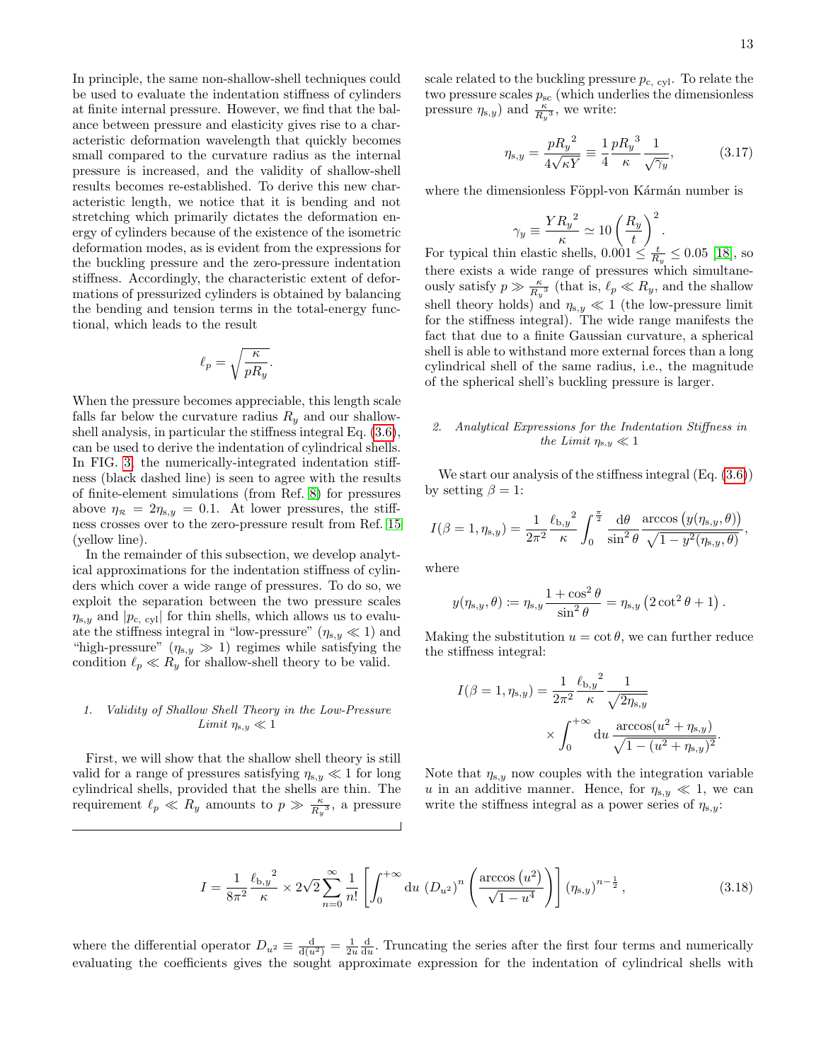In principle, the same non-shallow-shell techniques could be used to evaluate the indentation stiffness of cylinders at finite internal pressure. However, we find that the balance between pressure and elasticity gives rise to a characteristic deformation wavelength that quickly becomes small compared to the curvature radius as the internal pressure is increased, and the validity of shallow-shell results becomes re-established. To derive this new characteristic length, we notice that it is bending and not stretching which primarily dictates the deformation energy of cylinders because of the existence of the isometric deformation modes, as is evident from the expressions for the buckling pressure and the zero-pressure indentation stiffness. Accordingly, the characteristic extent of deformations of pressurized cylinders is obtained by balancing the bending and tension terms in the total-energy functional, which leads to the result

$$\ell_p = \sqrt{\frac{\kappa}{pR_y}}.$$

When the pressure becomes appreciable, this length scale falls far below the curvature radius $R_y$ and our shallow-shell analysis, in particular the stiffness integral Eq. (3.6), can be used to derive the indentation of cylindrical shells. In FIG. 3, the numerically-integrated indentation stiffness (black dashed line) is seen to agree with the results of finite-element simulations (from Ref. [8]) for pressures above $\eta_{\mathcal{R}} = 2\eta_{s,y} = 0.1$. At lower pressures, the stiffness crosses over to the zero-pressure result from Ref. [15] (yellow line).

In the remainder of this subsection, we develop analytical approximations for the indentation stiffness of cylinders which cover a wide range of pressures. To do so, we exploit the separation between the two pressure scales $\eta_{s,y}$ and $|p_{c,\text{ cyl}}|$ for thin shells, which allows us to evaluate the stiffness integral in "low-pressure" ($\eta_{s,y} \ll 1$) and "high-pressure" ($\eta_{s,y} \gg 1$) regimes while satisfying the condition $\ell_p \ll R_y$ for shallow-shell theory to be valid.

#### *1. Validity of Shallow Shell Theory in the Low-Pressure Limit $\eta_{s,y} \ll 1$*

First, we will show that the shallow shell theory is still valid for a range of pressures satisfying $\eta_{s,y} \ll 1$ for long cylindrical shells, provided that the shells are thin. The requirement $\ell_p \ll R_y$ amounts to $p \gg \frac{\kappa}{{R_y}^3}$, a pressure scale related to the buckling pressure $p_{c,\text{ cyl}}$. To relate the two pressure scales $p_{sc}$ (which underlies the dimensionless pressure $\eta_{s,y}$) and $\frac{\kappa}{{R_y}^3}$, we write:

$$\eta_{s,y} = \frac{p{R_y}^2}{4\sqrt{\kappa Y}} \equiv \frac{1}{4}\frac{p{R_y}^3}{\kappa}\frac{1}{\sqrt{\gamma_y}}, \tag{3.17}$$

where the dimensionless Föppl-von Kármán number is

$$\gamma_y \equiv \frac{Y{R_y}^2}{\kappa} \simeq 10\left(\frac{R_y}{t}\right)^2.$$

For typical thin elastic shells, $0.001 \leq \frac{t}{R_y} \leq 0.05$ [18], so there exists a wide range of pressures which simultaneously satisfy $p \gg \frac{\kappa}{{R_y}^3}$ (that is, $\ell_p \ll R_y$, and the shallow shell theory holds) and $\eta_{s,y} \ll 1$ (the low-pressure limit for the stiffness integral). The wide range manifests the fact that due to a finite Gaussian curvature, a spherical shell is able to withstand more external forces than a long cylindrical shell of the same radius, i.e., the magnitude of the spherical shell's buckling pressure is larger.

#### *2. Analytical Expressions for the Indentation Stiffness in the Limit $\eta_{s,y} \ll 1$*

We start our analysis of the stiffness integral (Eq. (3.6)) by setting $\beta = 1$:

$$I(\beta=1,\eta_{s,y}) = \frac{1}{2\pi^2}\frac{{\ell_{b,y}}^2}{\kappa}\int_0^{\frac{\pi}{2}} \frac{\mathrm{d}\theta}{\sin^2\theta}\frac{\arccos\big(y(\eta_{s,y},\theta)\big)}{\sqrt{1-y^2(\eta_{s,y},\theta)}},$$

where

$$y(\eta_{s,y},\theta) := \eta_{s,y}\frac{1+\cos^2\theta}{\sin^2\theta} = \eta_{s,y}\left(2\cot^2\theta+1\right).$$

Making the substitution $u = \cot\theta$, we can further reduce the stiffness integral:

$$I(\beta=1,\eta_{s,y}) = \frac{1}{2\pi^2}\frac{{\ell_{b,y}}^2}{\kappa}\frac{1}{\sqrt{2\eta_{s,y}}} \times \int_0^{+\infty}\mathrm{d}u\,\frac{\arccos(u^2+\eta_{s,y})}{\sqrt{1-(u^2+\eta_{s,y})^2}}.$$

Note that $\eta_{s,y}$ now couples with the integration variable $u$ in an additive manner. Hence, for $\eta_{s,y} \ll 1$, we can write the stiffness integral as a power series of $\eta_{s,y}$:

$$I = \frac{1}{8\pi^2}\frac{{\ell_{b,y}}^2}{\kappa} \times 2\sqrt{2}\sum_{n=0}^{\infty}\frac{1}{n!}\left[\int_0^{+\infty}\mathrm{d}u\,\left(D_{u^2}\right)^n\left(\frac{\arccos\left(u^2\right)}{\sqrt{1-u^4}}\right)\right]\left(\eta_{s,y}\right)^{n-\frac{1}{2}}, \tag{3.18}$$

where the differential operator $D_{u^2} \equiv \frac{\mathrm{d}}{\mathrm{d}(u^2)} = \frac{1}{2u}\frac{\mathrm{d}}{\mathrm{d}u}$. Truncating the series after the first four terms and numerically evaluating the coefficients gives the sought approximate expression for the indentation of cylindrical shells with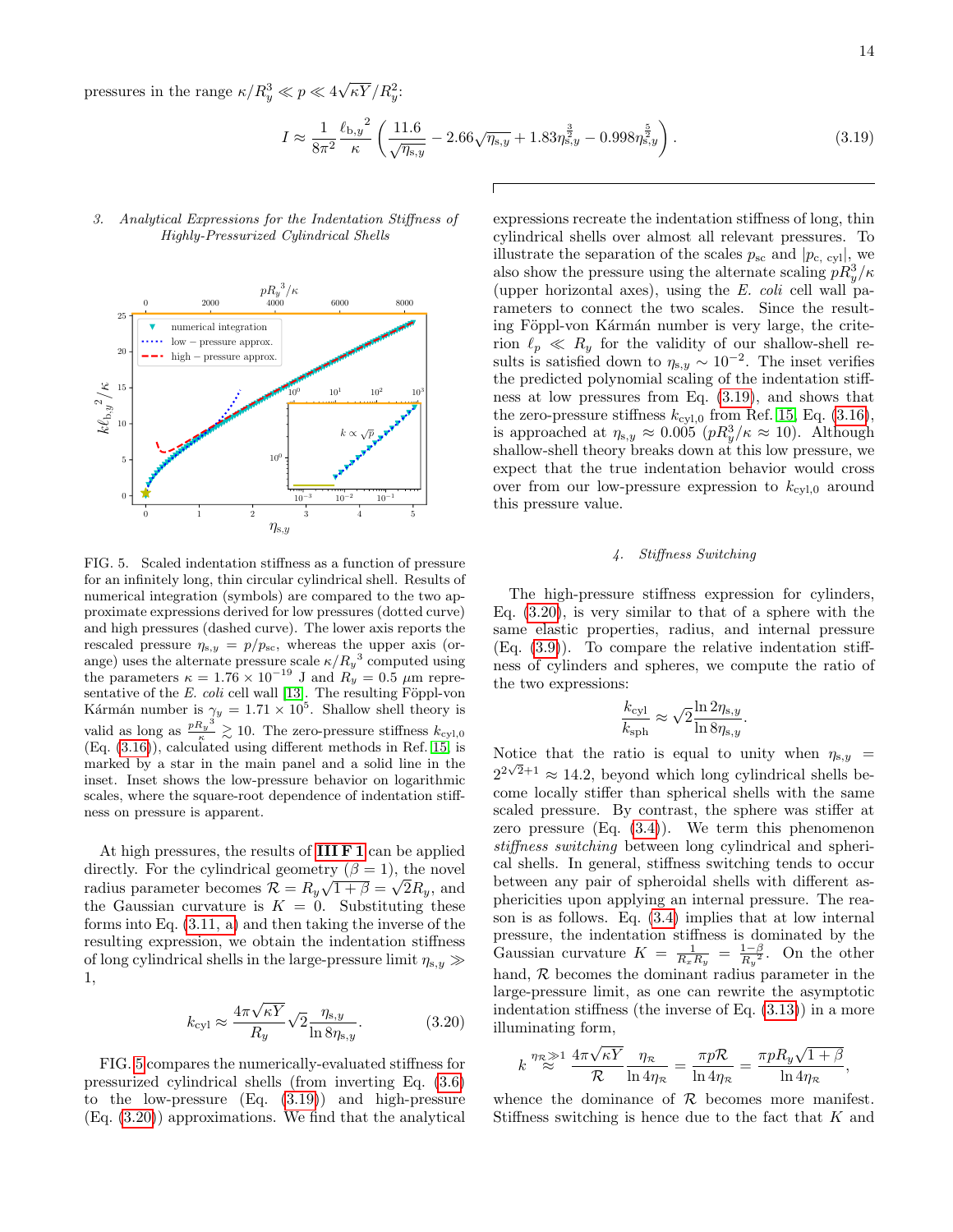pressures in the range $\kappa/R_y^3 \ll p \ll 4\sqrt{\kappa Y}/R_y^2$:

$$I \approx \frac{1}{8\pi^2}\frac{{\ell_{\mathrm{b},y}}^2}{\kappa}\left(\frac{11.6}{\sqrt{\eta_{\mathrm{s},y}}} - 2.66\sqrt{\eta_{\mathrm{s},y}} + 1.83\eta_{\mathrm{s},y}^{\frac{3}{2}} - 0.998\eta_{\mathrm{s},y}^{\frac{5}{2}}\right). \tag{3.19}$$

### 3. Analytical Expressions for the Indentation Stiffness of Highly-Pressurized Cylindrical Shells

FIG. 5. Scaled indentation stiffness as a function of pressure for an infinitely long, thin circular cylindrical shell. Results of numerical integration (symbols) are compared to the two approximate expressions derived for low pressures (dotted curve) and high pressures (dashed curve). The lower axis reports the rescaled pressure $\eta_{\mathrm{s},y} = p/p_{\mathrm{sc}}$, whereas the upper axis (orange) uses the alternate pressure scale $\kappa/{R_y}^3$ computed using the parameters $\kappa = 1.76\times10^{-19}$ J and $R_y = 0.5$ $\mu$m representative of the *E. coli* cell wall [13]. The resulting Föppl-von Kármán number is $\gamma_y = 1.71\times10^5$. Shallow shell theory is valid as long as $\frac{pR_y{}^3}{\kappa} \gtrsim 10$. The zero-pressure stiffness $k_{\mathrm{cyl},0}$ (Eq. (3.16)), calculated using different methods in Ref. [15] is marked by a star in the main panel and a solid line in the inset. Inset shows the low-pressure behavior on logarithmic scales, where the square-root dependence of indentation stiffness on pressure is apparent.

At high pressures, the results of **III F 1** can be applied directly. For the cylindrical geometry ($\beta = 1$), the novel radius parameter becomes $\mathcal{R} = R_y\sqrt{1+\beta} = \sqrt{2}R_y$, and the Gaussian curvature is $K = 0$. Substituting these forms into Eq. (3.11, a) and then taking the inverse of the resulting expression, we obtain the indentation stiffness of long cylindrical shells in the large-pressure limit $\eta_{\mathrm{s},y} \gg 1$,

$$k_{\mathrm{cyl}} \approx \frac{4\pi\sqrt{\kappa Y}}{R_y}\sqrt{2}\frac{\eta_{\mathrm{s},y}}{\ln 8\eta_{\mathrm{s},y}}. \tag{3.20}$$

FIG. 5 compares the numerically-evaluated stiffness for pressurized cylindrical shells (from inverting Eq. (3.6) to the low-pressure (Eq. (3.19)) and high-pressure (Eq. (3.20)) approximations. We find that the analytical expressions recreate the indentation stiffness of long, thin cylindrical shells over almost all relevant pressures. To illustrate the separation of the scales $p_{\mathrm{sc}}$ and $|p_{\mathrm{c,\,cyl}}|$, we also show the pressure using the alternate scaling $pR_y^3/\kappa$ (upper horizontal axes), using the *E. coli* cell wall parameters to connect the two scales. Since the resulting Föppl-von Kármán number is very large, the criterion $\ell_p \ll R_y$ for the validity of our shallow-shell results is satisfied down to $\eta_{\mathrm{s},y} \sim 10^{-2}$. The inset verifies the predicted polynomial scaling of the indentation stiffness at low pressures from Eq. (3.19), and shows that the zero-pressure stiffness $k_{\mathrm{cyl0}}$ from Ref. [15], Eq. (3.16), is approached at $\eta_{\mathrm{s},y} \approx 0.005$ ($pR_y^3/\kappa \approx 10$). Although shallow-shell theory breaks down at this low pressure, we expect that the true indentation behavior would cross over from our low-pressure expression to $k_{\mathrm{cyl},0}$ around this pressure value.

### 4. Stiffness Switching

The high-pressure stiffness expression for cylinders, Eq. (3.20), is very similar to that of a sphere with the same elastic properties, radius, and internal pressure (Eq. (3.9)). To compare the relative indentation stiffness of cylinders and spheres, we compute the ratio of the two expressions:

$$\frac{k_{\mathrm{cyl}}}{k_{\mathrm{sph}}} \approx \sqrt{2}\frac{\ln 2\eta_{\mathrm{s},y}}{\ln 8\eta_{\mathrm{s},y}}.$$

Notice that the ratio is equal to unity when $\eta_{\mathrm{s},y} = 2^{2\sqrt{2}+1} \approx 14.2$, beyond which long cylindrical shells become locally stiffer than spherical shells with the same scaled pressure. By contrast, the sphere was stiffer at zero pressure (Eq. (3.4)). We term this phenomenon *stiffness switching* between long cylindrical and spherical shells. In general, stiffness switching tends to occur between any pair of spheroidal shells with different asphericities upon applying an internal pressure. The reason is as follows. Eq. (3.4) implies that at low internal pressure, the indentation stiffness is dominated by the Gaussian curvature $K = \frac{1}{R_x R_y} = \frac{1-\beta}{R_y{}^2}$. On the other hand, $\mathcal{R}$ becomes the dominant radius parameter in the large-pressure limit, as one can rewrite the asymptotic indentation stiffness (the inverse of Eq. (3.13)) in a more illuminating form,

$$k \overset{\eta_{\mathcal{R}}\gg1}{\approx} \frac{4\pi\sqrt{\kappa Y}}{\mathcal{R}}\frac{\eta_{\mathcal{R}}}{\ln 4\eta_{\mathcal{R}}} = \frac{\pi p\mathcal{R}}{\ln 4\eta_{\mathcal{R}}} = \frac{\pi p R_y\sqrt{1+\beta}}{\ln 4\eta_{\mathcal{R}}},$$

whence the dominance of $\mathcal{R}$ becomes more manifest. Stiffness switching is hence due to the fact that $K$ and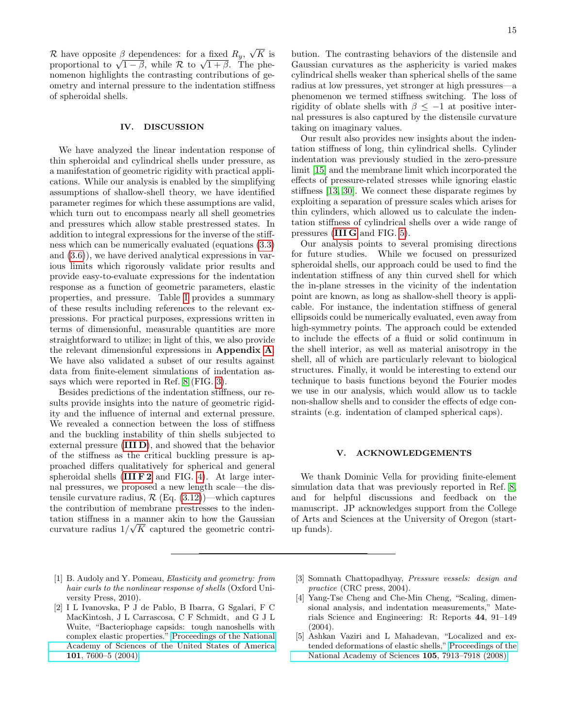$\mathcal{R}$ have opposite $\beta$ dependences: for a fixed $R_y$, $\sqrt{K}$ is proportional to $\sqrt{1-\beta}$, while $\mathcal{R}$ to $\sqrt{1+\beta}$. The phenomenon highlights the contrasting contributions of geometry and internal pressure to the indentation stiffness of spheroidal shells.

## IV. DISCUSSION

We have analyzed the linear indentation response of thin spheroidal and cylindrical shells under pressure, as a manifestation of geometric rigidity with practical applications. While our analysis is enabled by the simplifying assumptions of shallow-shell theory, we have identified parameter regimes for which these assumptions are valid, which turn out to encompass nearly all shell geometries and pressures which allow stable prestressed states. In addition to integral expressions for the inverse of the stiffness which can be numerically evaluated (equations (3.3) and (3.6)), we have derived analytical expressions in various limits which rigorously validate prior results and provide easy-to-evaluate expressions for the indentation response as a function of geometric parameters, elastic properties, and pressure. Table I provides a summary of these results including references to the relevant expressions. For practical purposes, expressions written in terms of dimensionful, measurable quantities are more straightforward to utilize; in light of this, we also provide the relevant dimensionful expressions in **Appendix A**. We have also validated a subset of our results against data from finite-element simulations of indentation assays which were reported in Ref. [8] (FIG. 3).

Besides predictions of the indentation stiffness, our results provide insights into the nature of geometric rigidity and the influence of internal and external pressure. We revealed a connection between the loss of stiffness and the buckling instability of thin shells subjected to external pressure (**III D**), and showed that the behavior of the stiffness as the critical buckling pressure is approached differs qualitatively for spherical and general spheroidal shells (**III F 2** and FIG. 4). At large internal pressures, we proposed a new length scale—the distensile curvature radius, $\mathcal{R}$ (Eq. (3.12))—which captures the contribution of membrane prestresses to the indentation stiffness in a manner akin to how the Gaussian curvature radius $1/\sqrt{K}$ captured the geometric contribution. The contrasting behaviors of the distensile and Gaussian curvatures as the asphericity is varied makes cylindrical shells weaker than spherical shells of the same radius at low pressures, yet stronger at high pressures—a phenomenon we termed stiffness switching. The loss of rigidity of oblate shells with $\beta \leq -1$ at positive internal pressures is also captured by the distensile curvature taking on imaginary values.

Our result also provides new insights about the indentation stiffness of long, thin cylindrical shells. Cylinder indentation was previously studied in the zero-pressure limit [15] and the membrane limit which incorporated the effects of pressure-related stresses while ignoring elastic stiffness [13, 30]. We connect these disparate regimes by exploiting a separation of pressure scales which arises for thin cylinders, which allowed us to calculate the indentation stiffness of cylindrical shells over a wide range of pressures (**III G** and FIG. 5).

Our analysis points to several promising directions for future studies. While we focused on pressurized spheroidal shells, our approach could be used to find the indentation stiffness of any thin curved shell for which the in-plane stresses in the vicinity of the indentation point are known, as long as shallow-shell theory is applicable. For instance, the indentation stiffness of general ellipsoids could be numerically evaluated, even away from high-symmetry points. The approach could be extended to include the effects of a fluid or solid continuum in the shell interior, as well as material anisotropy in the shell, all of which are particularly relevant to biological structures. Finally, it would be interesting to extend our technique to basis functions beyond the Fourier modes we use in our analysis, which would allow us to tackle non-shallow shells and to consider the effects of edge constraints (e.g. indentation of clamped spherical caps).

## V. ACKNOWLEDGEMENTS

We thank Dominic Vella for providing finite-element simulation data that was previously reported in Ref. [8], and for helpful discussions and feedback on the manuscript. JP acknowledges support from the College of Arts and Sciences at the University of Oregon (start-up funds).

---

[1] B. Audoly and Y. Pomeau, *Elasticity and geometry: from hair curls to the nonlinear response of shells* (Oxford University Press, 2010).

[2] I L Ivanovska, P J de Pablo, B Ibarra, G Sgalari, F C MacKintosh, J L Carrascosa, C F Schmidt, and G J L Wuite, "Bacteriophage capsids: tough nanoshells with complex elastic properties." Proceedings of the National Academy of Sciences of the United States of America **101**, 7600–5 (2004).

[3] Somnath Chattopadhyay, *Pressure vessels: design and practice* (CRC press, 2004).

[4] Yang-Tse Cheng and Che-Min Cheng, "Scaling, dimensional analysis, and indentation measurements," Materials Science and Engineering: R: Reports **44**, 91–149 (2004).

[5] Ashkan Vaziri and L Mahadevan, "Localized and extended deformations of elastic shells," Proceedings of the National Academy of Sciences **105**, 7913–7918 (2008).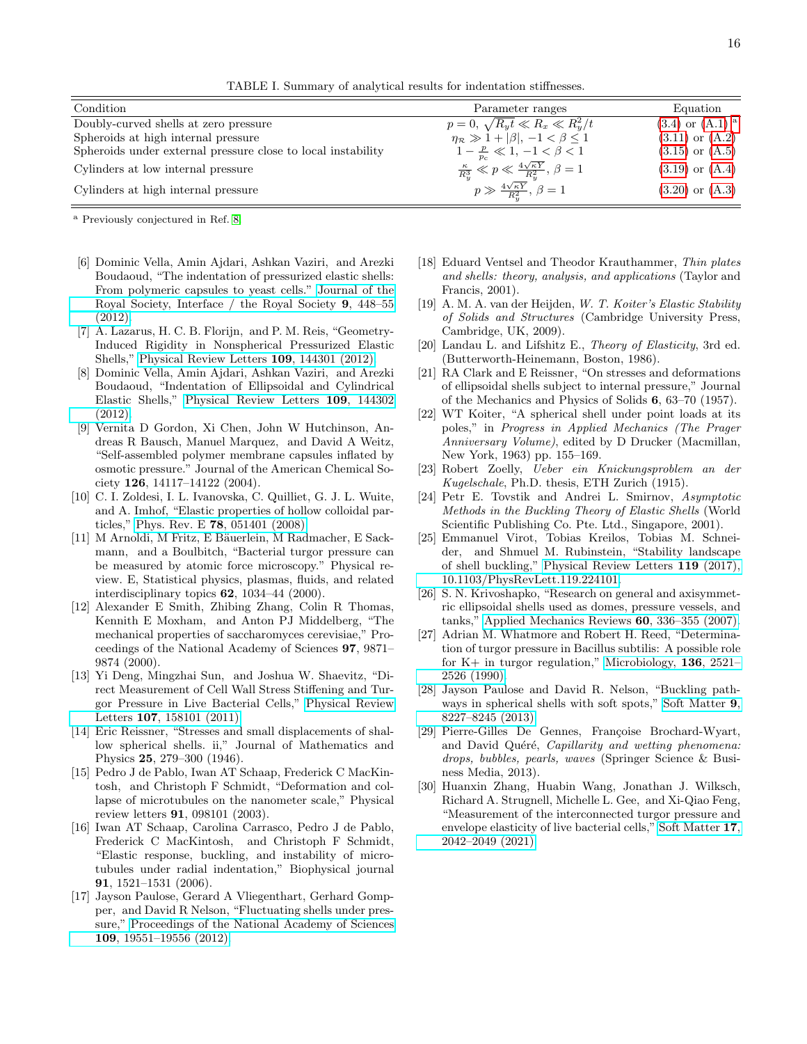TABLE I. Summary of analytical results for indentation stiffnesses.

| Condition | Parameter ranges | Equation |
|---|---|---|
| Doubly-curved shells at zero pressure | $p = 0$, $\sqrt{R_y t} \ll R_x \ll R_y^2/t$ | (3.4) or (A.1) [a] |
| Spheroids at high internal pressure | $\eta_{\mathcal{R}} \gg 1 + \lvert\beta\rvert$, $-1 < \beta \leq 1$ | (3.11) or (A.2) |
| Spheroids under external pressure close to local instability | $1 - \frac{p}{p_c} \ll 1$, $-1 < \beta < 1$ | (3.15) or (A.5) |
| Cylinders at low internal pressure | $\frac{\kappa}{R_y^3} \ll p \ll \frac{4\sqrt{\kappa Y}}{R_y^2}$, $\beta = 1$ | (3.19) or (A.4) |
| Cylinders at high internal pressure | $p \gg \frac{4\sqrt{\kappa Y}}{R_y^2}$, $\beta = 1$ | (3.20) or (A.3) |

[a] Previously conjectured in Ref. [8].

[6] Dominic Vella, Amin Ajdari, Ashkan Vaziri, and Arezki Boudaoud, "The indentation of pressurized elastic shells: From polymeric capsules to yeast cells." Journal of the Royal Society, Interface / the Royal Society **9**, 448–55 (2012).

[7] A. Lazarus, H. C. B. Florijn, and P. M. Reis, "Geometry-Induced Rigidity in Nonspherical Pressurized Elastic Shells," Physical Review Letters **109**, 144301 (2012).

[8] Dominic Vella, Amin Ajdari, Ashkan Vaziri, and Arezki Boudaoud, "Indentation of Ellipsoidal and Cylindrical Elastic Shells," Physical Review Letters **109**, 144302 (2012).

[9] Vernita D Gordon, Xi Chen, John W Hutchinson, Andreas R Bausch, Manuel Marquez, and David A Weitz, "Self-assembled polymer membrane capsules inflated by osmotic pressure." Journal of the American Chemical Society **126**, 14117–14122 (2004).

[10] C. I. Zoldesi, I. L. Ivanovska, C. Quilliet, G. J. L. Wuite, and A. Imhof, "Elastic properties of hollow colloidal particles," Phys. Rev. E **78**, 051401 (2008).

[11] M Arnoldi, M Fritz, E Bäuerlein, M Radmacher, E Sackmann, and a Boulbitch, "Bacterial turgor pressure can be measured by atomic force microscopy." Physical review. E, Statistical physics, plasmas, fluids, and related interdisciplinary topics **62**, 1034–44 (2000).

[12] Alexander E Smith, Zhibing Zhang, Colin R Thomas, Kennith E Moxham, and Anton PJ Middelberg, "The mechanical properties of saccharomyces cerevisiae," Proceedings of the National Academy of Sciences **97**, 9871–9874 (2000).

[13] Yi Deng, Mingzhai Sun, and Joshua W. Shaevitz, "Direct Measurement of Cell Wall Stress Stiffening and Turgor Pressure in Live Bacterial Cells," Physical Review Letters **107**, 158101 (2011).

[14] Eric Reissner, "Stresses and small displacements of shallow spherical shells. ii," Journal of Mathematics and Physics **25**, 279–300 (1946).

[15] Pedro J de Pablo, Iwan AT Schaap, Frederick C MacKintosh, and Christoph F Schmidt, "Deformation and collapse of microtubules on the nanometer scale," Physical review letters **91**, 098101 (2003).

[16] Iwan AT Schaap, Carolina Carrasco, Pedro J de Pablo, Frederick C MacKintosh, and Christoph F Schmidt, "Elastic response, buckling, and instability of microtubules under radial indentation," Biophysical journal **91**, 1521–1531 (2006).

[17] Jayson Paulose, Gerard A Vliegenthart, Gerhard Gompper, and David R Nelson, "Fluctuating shells under pressure," Proceedings of the National Academy of Sciences **109**, 19551–19556 (2012).

[18] Eduard Ventsel and Theodor Krauthammer, *Thin plates and shells: theory, analysis, and applications* (Taylor and Francis, 2001).

[19] A. M. A. van der Heijden, *W. T. Koiter's Elastic Stability of Solids and Structures* (Cambridge University Press, Cambridge, UK, 2009).

[20] Landau L. and Lifshitz E., *Theory of Elasticity*, 3rd ed. (Butterworth-Heinemann, Boston, 1986).

[21] RA Clark and E Reissner, "On stresses and deformations of ellipsoidal shells subject to internal pressure," Journal of the Mechanics and Physics of Solids **6**, 63–70 (1957).

[22] WT Koiter, "A spherical shell under point loads at its poles," in *Progress in Applied Mechanics (The Prager Anniversary Volume)*, edited by D Drucker (Macmillan, New York, 1963) pp. 155–169.

[23] Robert Zoelly, *Ueber ein Knickungsproblem an der Kugelschale*, Ph.D. thesis, ETH Zurich (1915).

[24] Petr E. Tovstik and Andrei L. Smirnov, *Asymptotic Methods in the Buckling Theory of Elastic Shells* (World Scientific Publishing Co. Pte. Ltd., Singapore, 2001).

[25] Emmanuel Virot, Tobias Kreilos, Tobias M. Schneider, and Shmuel M. Rubinstein, "Stability landscape of shell buckling," Physical Review Letters **119** (2017), 10.1103/PhysRevLett.119.224101.

[26] S. N. Krivoshapko, "Research on general and axisymmetric ellipsoidal shells used as domes, pressure vessels, and tanks," Applied Mechanics Reviews **60**, 336–355 (2007).

[27] Adrian M. Whatmore and Robert H. Reed, "Determination of turgor pressure in Bacillus subtilis: A possible role for K+ in turgor regulation," Microbiology, **136**, 2521–2526 (1990).

[28] Jayson Paulose and David R. Nelson, "Buckling pathways in spherical shells with soft spots," Soft Matter **9**, 8227–8245 (2013).

[29] Pierre-Gilles De Gennes, Françoise Brochard-Wyart, and David Quéré, *Capillarity and wetting phenomena: drops, bubbles, pearls, waves* (Springer Science & Business Media, 2013).

[30] Huanxin Zhang, Huabin Wang, Jonathan J. Wilksch, Richard A. Strugnell, Michelle L. Gee, and Xi-Qiao Feng, "Measurement of the interconnected turgor pressure and envelope elasticity of live bacterial cells," Soft Matter **17**, 2042–2049 (2021).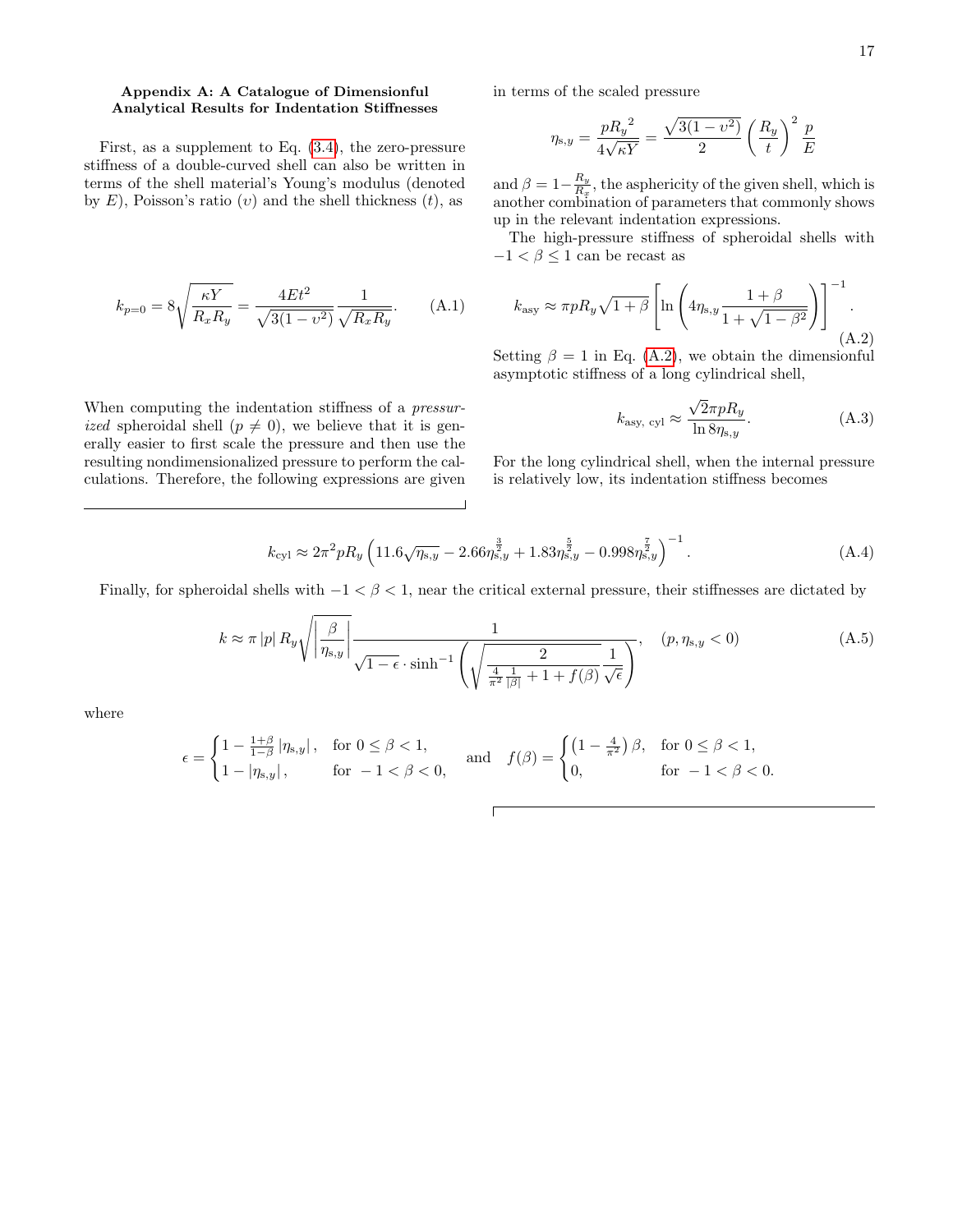### Appendix A: A Catalogue of Dimensionful Analytical Results for Indentation Stiffnesses

First, as a supplement to Eq. (3.4), the zero-pressure stiffness of a double-curved shell can also be written in terms of the shell material's Young's modulus (denoted by $E$), Poisson's ratio ($\upsilon$) and the shell thickness ($t$), as

$$k_{p=0} = 8\sqrt{\frac{\kappa Y}{R_x R_y}} = \frac{4Et^2}{\sqrt{3(1-\upsilon^2)}}\frac{1}{\sqrt{R_x R_y}}. \tag{A.1}$$

When computing the indentation stiffness of a *pressurized* spheroidal shell ($p \neq 0$), we believe that it is generally easier to first scale the pressure and then use the resulting nondimensionalized pressure to perform the calculations. Therefore, the following expressions are given in terms of the scaled pressure

$$\eta_{s,y} = \frac{p{R_y}^2}{4\sqrt{\kappa Y}} = \frac{\sqrt{3(1-\upsilon^2)}}{2}\left(\frac{R_y}{t}\right)^2 \frac{p}{E}$$

and $\beta = 1 - \frac{R_y}{R_x}$, the asphericity of the given shell, which is another combination of parameters that commonly shows up in the relevant indentation expressions.

The high-pressure stiffness of spheroidal shells with $-1 < \beta \leq 1$ can be recast as

$$k_{\text{asy}} \approx \pi p R_y \sqrt{1+\beta}\left[\ln\left(4\eta_{s,y}\frac{1+\beta}{1+\sqrt{1-\beta^2}}\right)\right]^{-1}. \tag{A.2}$$

Setting $\beta = 1$ in Eq. (A.2), we obtain the dimensionful asymptotic stiffness of a long cylindrical shell,

$$k_{\text{asy, cyl}} \approx \frac{\sqrt{2}\pi p R_y}{\ln 8\eta_{s,y}}. \tag{A.3}$$

For the long cylindrical shell, when the internal pressure is relatively low, its indentation stiffness becomes

$$k_{\text{cyl}} \approx 2\pi^2 p R_y \left(11.6\sqrt{\eta_{s,y}} - 2.66\eta_{s,y}^{\frac{3}{2}} + 1.83\eta_{s,y}^{\frac{5}{2}} - 0.998\eta_{s,y}^{\frac{7}{2}}\right)^{-1}. \tag{A.4}$$

Finally, for spheroidal shells with $-1 < \beta < 1$, near the critical external pressure, their stiffnesses are dictated by

$$k \approx \pi\,|p|\,R_y\sqrt{\left|\frac{\beta}{\eta_{s,y}}\right|}\frac{1}{\sqrt{1-\epsilon}\cdot\sinh^{-1}\left(\sqrt{\frac{2}{\frac{4}{\pi^2}\frac{1}{|\beta|}+1+f(\beta)}}\frac{1}{\sqrt{\epsilon}}\right)}, \quad (p, \eta_{s,y} < 0) \tag{A.5}$$

where

$$\epsilon = \begin{cases} 1 - \frac{1+\beta}{1-\beta}\left|\eta_{s,y}\right|, & \text{for } 0 \leq \beta < 1, \\ 1 - \left|\eta_{s,y}\right|, & \text{for } -1 < \beta < 0, \end{cases} \quad \text{and} \quad f(\beta) = \begin{cases} \left(1 - \frac{4}{\pi^2}\right)\beta, & \text{for } 0 \leq \beta < 1, \\ 0, & \text{for } -1 < \beta < 0. \end{cases}$$